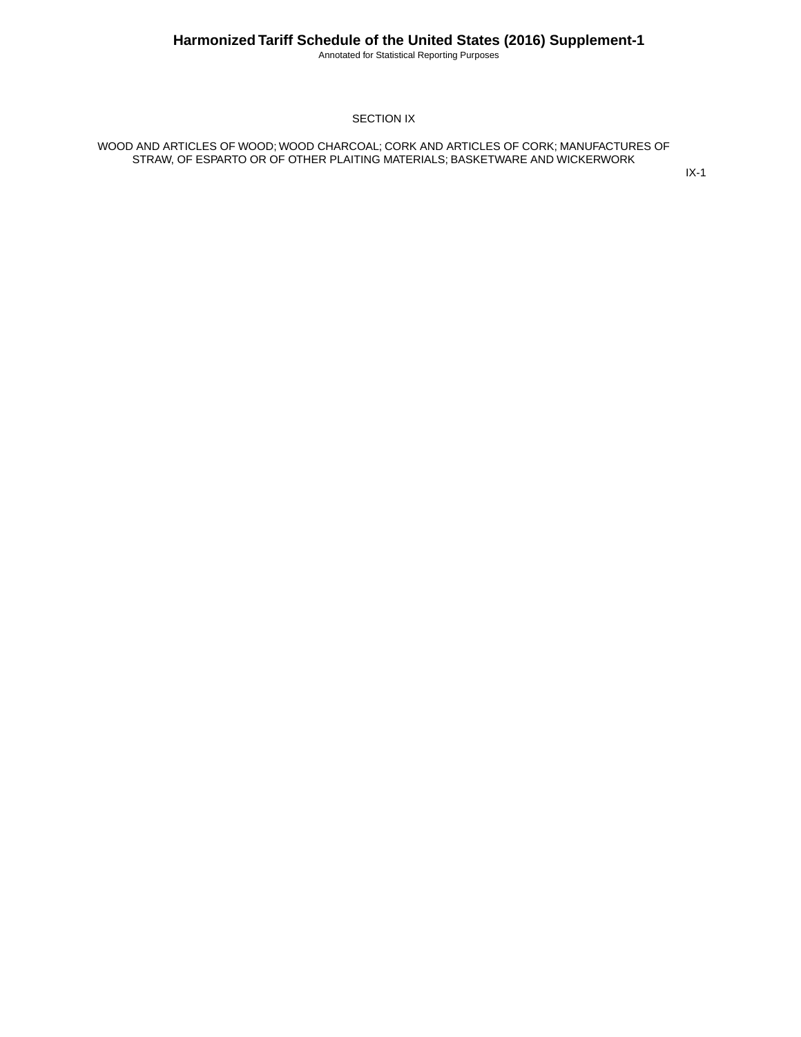# SECTION IX

## WOOD AND ARTICLES OF WOOD; WOOD CHARCOAL; CORK AND ARTICLES OF CORK; MANUFACTURES OF STRAW, OF ESPARTO OR OF OTHER PLAITING MATERIALS; BASKETWARE AND WICKERWORK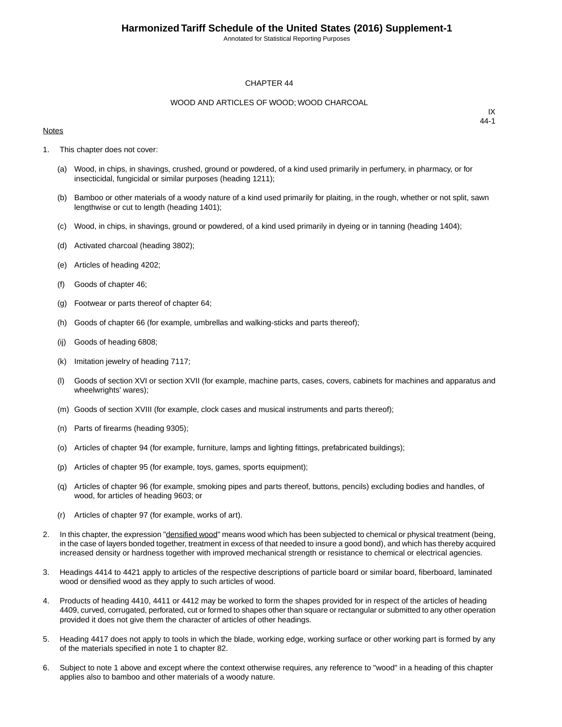# CHAPTER 44

## WOOD AND ARTICLES OF WOOD; WOOD CHARCOAL

IX
44-1

Notes

1. This chapter does not cover:

   (a) Wood, in chips, in shavings, crushed, ground or powdered, of a kind used primarily in perfumery, in pharmacy, or for insecticidal, fungicidal or similar purposes (heading 1211);

   (b) Bamboo or other materials of a woody nature of a kind used primarily for plaiting, in the rough, whether or not split, sawn lengthwise or cut to length (heading 1401);

   (c) Wood, in chips, in shavings, ground or powdered, of a kind used primarily in dyeing or in tanning (heading 1404);

   (d) Activated charcoal (heading 3802);

   (e) Articles of heading 4202;

   (f) Goods of chapter 46;

   (g) Footwear or parts thereof of chapter 64;

   (h) Goods of chapter 66 (for example, umbrellas and walking-sticks and parts thereof);

   (ij) Goods of heading 6808;

   (k) Imitation jewelry of heading 7117;

   (l) Goods of section XVI or section XVII (for example, machine parts, cases, covers, cabinets for machines and apparatus and wheelwrights' wares);

   (m) Goods of section XVIII (for example, clock cases and musical instruments and parts thereof);

   (n) Parts of firearms (heading 9305);

   (o) Articles of chapter 94 (for example, furniture, lamps and lighting fittings, prefabricated buildings);

   (p) Articles of chapter 95 (for example, toys, games, sports equipment);

   (q) Articles of chapter 96 (for example, smoking pipes and parts thereof, buttons, pencils) excluding bodies and handles, of wood, for articles of heading 9603; or

   (r) Articles of chapter 97 (for example, works of art).

2. In this chapter, the expression "densified wood" means wood which has been subjected to chemical or physical treatment (being, in the case of layers bonded together, treatment in excess of that needed to insure a good bond), and which has thereby acquired increased density or hardness together with improved mechanical strength or resistance to chemical or electrical agencies.

3. Headings 4414 to 4421 apply to articles of the respective descriptions of particle board or similar board, fiberboard, laminated wood or densified wood as they apply to such articles of wood.

4. Products of heading 4410, 4411 or 4412 may be worked to form the shapes provided for in respect of the articles of heading 4409, curved, corrugated, perforated, cut or formed to shapes other than square or rectangular or submitted to any other operation provided it does not give them the character of articles of other headings.

5. Heading 4417 does not apply to tools in which the blade, working edge, working surface or other working part is formed by any of the materials specified in note 1 to chapter 82.

6. Subject to note 1 above and except where the context otherwise requires, any reference to "wood" in a heading of this chapter applies also to bamboo and other materials of a woody nature.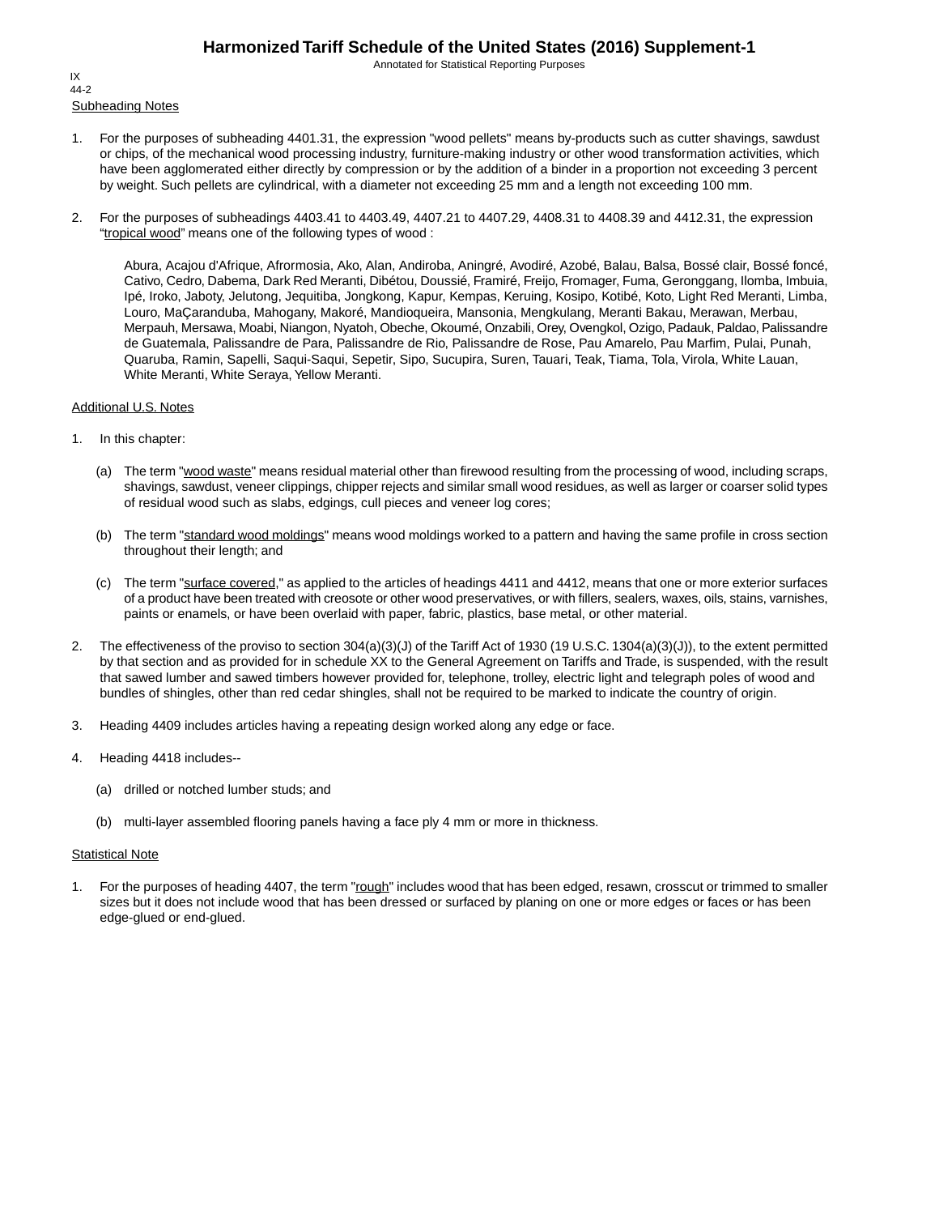## Subheading Notes

1. For the purposes of subheading 4401.31, the expression "wood pellets" means by-products such as cutter shavings, sawdust or chips, of the mechanical wood processing industry, furniture-making industry or other wood transformation activities, which have been agglomerated either directly by compression or by the addition of a binder in a proportion not exceeding 3 percent by weight. Such pellets are cylindrical, with a diameter not exceeding 25 mm and a length not exceeding 100 mm.

2. For the purposes of subheadings 4403.41 to 4403.49, 4407.21 to 4407.29, 4408.31 to 4408.39 and 4412.31, the expression "tropical wood" means one of the following types of wood :

   Abura, Acajou d'Afrique, Afrormosia, Ako, Alan, Andiroba, Aningré, Avodiré, Azobé, Balau, Balsa, Bossé clair, Bossé foncé, Cativo, Cedro, Dabema, Dark Red Meranti, Dibétou, Doussié, Framiré, Freijo, Fromager, Fuma, Geronggang, Ilomba, Imbuia, Ipé, Iroko, Jaboty, Jelutong, Jequitiba, Jongkong, Kapur, Kempas, Keruing, Kosipo, Kotibé, Koto, Light Red Meranti, Limba, Louro, MaÇaranduba, Mahogany, Makoré, Mandioqueira, Mansonia, Mengkulang, Meranti Bakau, Merawan, Merbau, Merpauh, Mersawa, Moabi, Niangon, Nyatoh, Obeche, Okoumé, Onzabili, Orey, Ovengkol, Ozigo, Padauk, Paldao, Palissandre de Guatemala, Palissandre de Para, Palissandre de Rio, Palissandre de Rose, Pau Amarelo, Pau Marfim, Pulai, Punah, Quaruba, Ramin, Sapelli, Saqui-Saqui, Sepetir, Sipo, Sucupira, Suren, Tauari, Teak, Tiama, Tola, Virola, White Lauan, White Meranti, White Seraya, Yellow Meranti.

## Additional U.S. Notes

1. In this chapter:

   (a) The term "wood waste" means residual material other than firewood resulting from the processing of wood, including scraps, shavings, sawdust, veneer clippings, chipper rejects and similar small wood residues, as well as larger or coarser solid types of residual wood such as slabs, edgings, cull pieces and veneer log cores;

   (b) The term "standard wood moldings" means wood moldings worked to a pattern and having the same profile in cross section throughout their length; and

   (c) The term "surface covered," as applied to the articles of headings 4411 and 4412, means that one or more exterior surfaces of a product have been treated with creosote or other wood preservatives, or with fillers, sealers, waxes, oils, stains, varnishes, paints or enamels, or have been overlaid with paper, fabric, plastics, base metal, or other material.

2. The effectiveness of the proviso to section 304(a)(3)(J) of the Tariff Act of 1930 (19 U.S.C. 1304(a)(3)(J)), to the extent permitted by that section and as provided for in schedule XX to the General Agreement on Tariffs and Trade, is suspended, with the result that sawed lumber and sawed timbers however provided for, telephone, trolley, electric light and telegraph poles of wood and bundles of shingles, other than red cedar shingles, shall not be required to be marked to indicate the country of origin.

3. Heading 4409 includes articles having a repeating design worked along any edge or face.

4. Heading 4418 includes--

   (a) drilled or notched lumber studs; and

   (b) multi-layer assembled flooring panels having a face ply 4 mm or more in thickness.

## Statistical Note

1. For the purposes of heading 4407, the term "rough" includes wood that has been edged, resawn, crosscut or trimmed to smaller sizes but it does not include wood that has been dressed or surfaced by planing on one or more edges or faces or has been edge-glued or end-glued.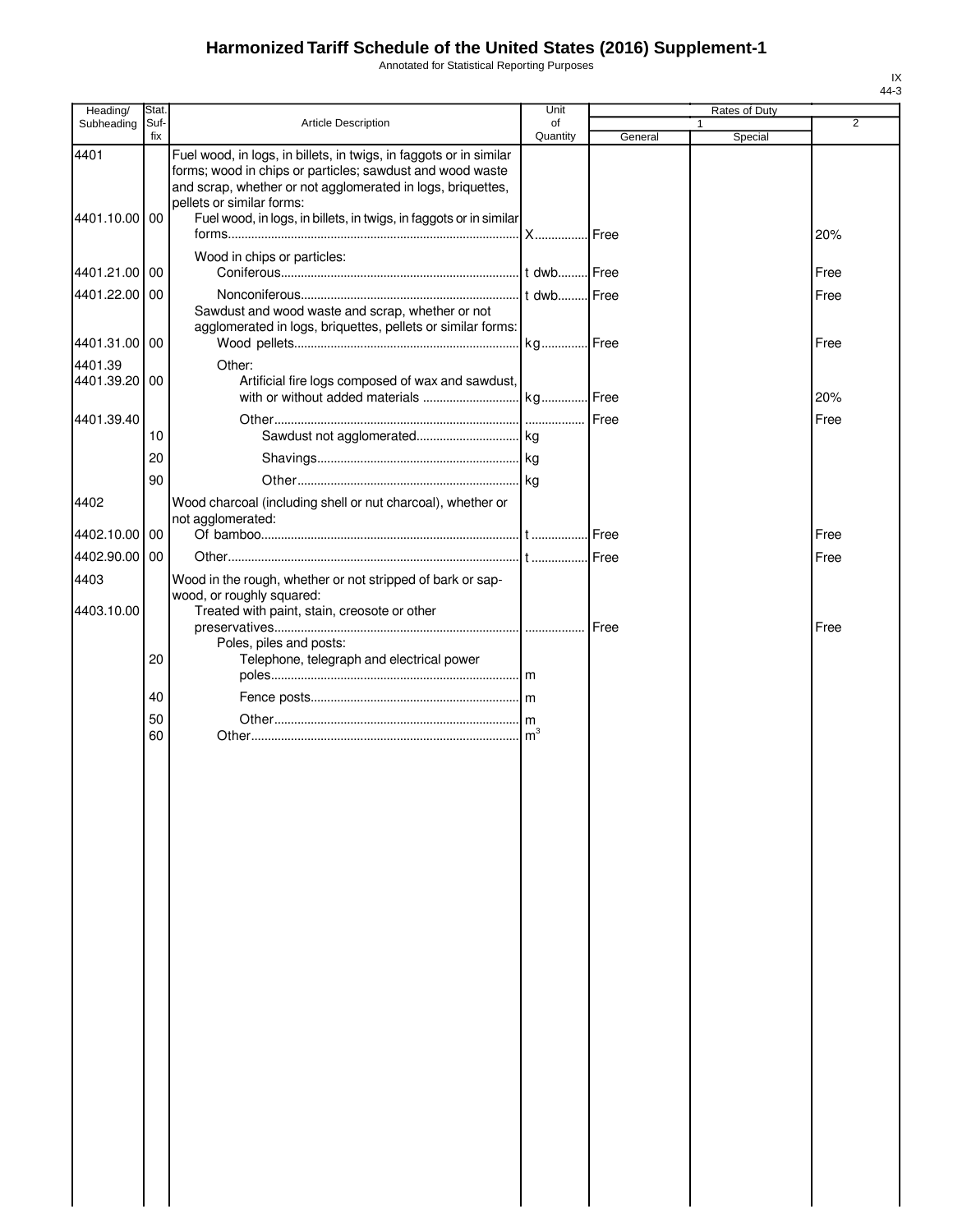# Harmonized Tariff Schedule of the United States (2016) Supplement-1

Annotated for Statistical Reporting Purposes

IX
44-3

| Heading/ Subheading | Stat. Suf- fix | Article Description | Unit of Quantity | Rates of Duty 1 General | Special | 2 |
|---|---|---|---|---|---|---|
| 4401 | | Fuel wood, in logs, in billets, in twigs, in faggots or in similar forms; wood in chips or particles; sawdust and wood waste and scrap, whether or not agglomerated in logs, briquettes, pellets or similar forms: | | | | |
| 4401.10.00 | 00 | Fuel wood, in logs, in billets, in twigs, in faggots or in similar forms | X | Free | | 20% |
| | | Wood in chips or particles: | | | | |
| 4401.21.00 | 00 | Coniferous | t dwb | Free | | Free |
| 4401.22.00 | 00 | Nonconiferous | t dwb | Free | | Free |
| | | Sawdust and wood waste and scrap, whether or not agglomerated in logs, briquettes, pellets or similar forms: | | | | |
| 4401.31.00 | 00 | Wood pellets | kg | Free | | Free |
| 4401.39 | | Other: | | | | |
| 4401.39.20 | 00 | Artificial fire logs composed of wax and sawdust, with or without added materials | kg | Free | | 20% |
| 4401.39.40 | | Other | | Free | | Free |
| | 10 | Sawdust not agglomerated | kg | | | |
| | 20 | Shavings | kg | | | |
| | 90 | Other | kg | | | |
| 4402 | | Wood charcoal (including shell or nut charcoal), whether or not agglomerated: | | | | |
| 4402.10.00 | 00 | Of bamboo | t | Free | | Free |
| 4402.90.00 | 00 | Other | t | Free | | Free |
| 4403 | | Wood in the rough, whether or not stripped of bark or sapwood, or roughly squared: | | | | |
| 4403.10.00 | | Treated with paint, stain, creosote or other preservatives | | Free | | Free |
| | | Poles, piles and posts: | | | | |
| | 20 | Telephone, telegraph and electrical power poles | m | | | |
| | 40 | Fence posts | m | | | |
| | 50 | Other | m | | | |
| | 60 | Other | $m^3$ | | | |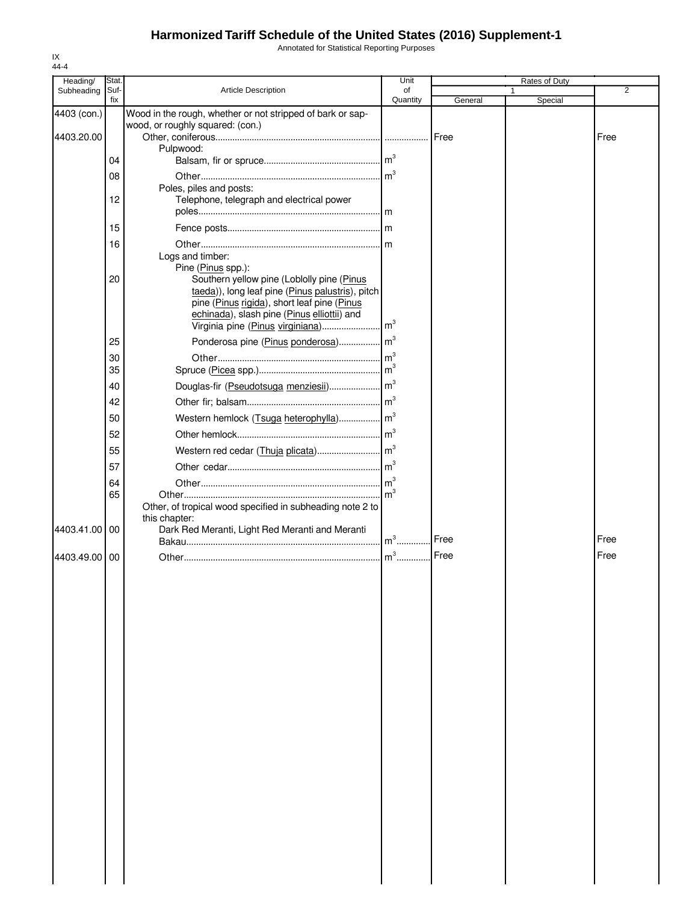# Harmonized Tariff Schedule of the United States (2016) Supplement-1

Annotated for Statistical Reporting Purposes

IX
44-4

| Heading/ Subheading | Stat. Suf- fix | Article Description | Unit of Quantity | Rates of Duty 1 General | Special | 2 |
|---|---|---|---|---|---|---|
| 4403 (con.) | | Wood in the rough, whether or not stripped of bark or sapwood, or roughly squared: (con.) | | | | |
| 4403.20.00 | | Other, coniferous | | Free | | Free |
| | | Pulpwood: | | | | |
| | 04 | Balsam, fir or spruce | $m^3$ | | | |
| | 08 | Other | $m^3$ | | | |
| | | Poles, piles and posts: | | | | |
| | 12 | Telephone, telegraph and electrical power poles | m | | | |
| | 15 | Fence posts | m | | | |
| | 16 | Other | m | | | |
| | | Logs and timber: | | | | |
| | | Pine (Pinus spp.): | | | | |
| | 20 | Southern yellow pine (Loblolly pine (Pinus taeda)), long leaf pine (Pinus palustris), pitch pine (Pinus rigida), short leaf pine (Pinus echinada), slash pine (Pinus elliottii) and Virginia pine (Pinus virginiana) | $m^3$ | | | |
| | 25 | Ponderosa pine (Pinus ponderosa) | $m^3$ | | | |
| | 30 | Other | $m^3$ | | | |
| | 35 | Spruce (Picea spp.) | $m^3$ | | | |
| | 40 | Douglas-fir (Pseudotsuga menziesii) | $m^3$ | | | |
| | 42 | Other fir; balsam | $m^3$ | | | |
| | 50 | Western hemlock (Tsuga heterophylla) | $m^3$ | | | |
| | 52 | Other hemlock | $m^3$ | | | |
| | 55 | Western red cedar (Thuja plicata) | $m^3$ | | | |
| | 57 | Other cedar | $m^3$ | | | |
| | 64 | Other | $m^3$ | | | |
| | 65 | Other | $m^3$ | | | |
| | | Other, of tropical wood specified in subheading note 2 to this chapter: | | | | |
| 4403.41.00 | 00 | Dark Red Meranti, Light Red Meranti and Meranti Bakau | $m^3$ | Free | | Free |
| 4403.49.00 | 00 | Other | $m^3$ | Free | | Free |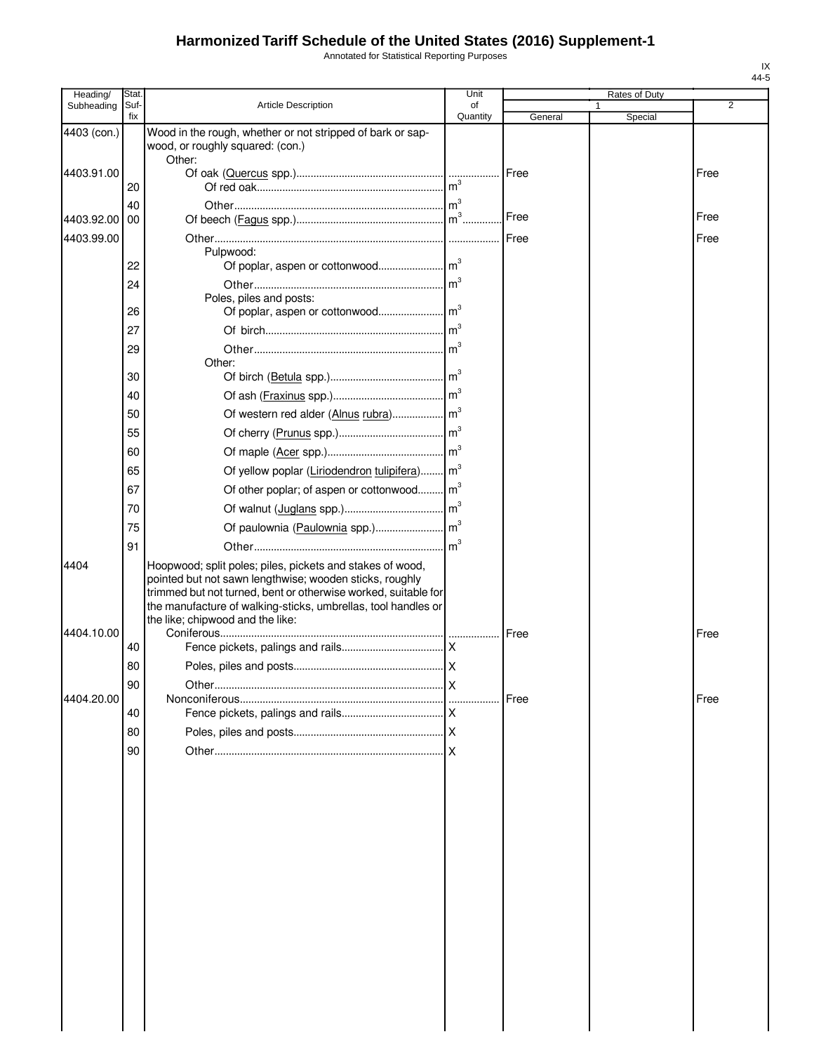# Harmonized Tariff Schedule of the United States (2016) Supplement-1

Annotated for Statistical Reporting Purposes

IX
44-5

| Heading/ Subheading | Stat. Suf- fix | Article Description | Unit of Quantity | Rates of Duty | | |
|---|---|---|---|---|---|---|
| | | | | 1 | | 2 |
| | | | | General | Special | |
| 4403 (con.) | | Wood in the rough, whether or not stripped of bark or sapwood, or roughly squared: (con.) | | | | |
| | | Other: | | | | |
| 4403.91.00 | | Of oak (Quercus spp.) | | Free | | Free |
| | 20 | Of red oak | $m^3$ | | | |
| | 40 | Other | $m^3$ | | | |
| 4403.92.00 | 00 | Of beech (Fagus spp.) | $m^3$ | Free | | Free |
| 4403.99.00 | | Other | | Free | | Free |
| | | Pulpwood: | | | | |
| | 22 | Of poplar, aspen or cottonwood | $m^3$ | | | |
| | 24 | Other | $m^3$ | | | |
| | | Poles, piles and posts: | | | | |
| | 26 | Of poplar, aspen or cottonwood | $m^3$ | | | |
| | 27 | Of birch | $m^3$ | | | |
| | 29 | Other | $m^3$ | | | |
| | | Other: | | | | |
| | 30 | Of birch (Betula spp.) | $m^3$ | | | |
| | 40 | Of ash (Fraxinus spp.) | $m^3$ | | | |
| | 50 | Of western red alder (Alnus rubra) | $m^3$ | | | |
| | 55 | Of cherry (Prunus spp.) | $m^3$ | | | |
| | 60 | Of maple (Acer spp.) | $m^3$ | | | |
| | 65 | Of yellow poplar (Liriodendron tulipifera) | $m^3$ | | | |
| | 67 | Of other poplar; of aspen or cottonwood | $m^3$ | | | |
| | 70 | Of walnut (Juglans spp.) | $m^3$ | | | |
| | 75 | Of paulownia (Paulownia spp.) | $m^3$ | | | |
| | 91 | Other | $m^3$ | | | |
| 4404 | | Hoopwood; split poles; piles, pickets and stakes of wood, pointed but not sawn lengthwise; wooden sticks, roughly trimmed but not turned, bent or otherwise worked, suitable for the manufacture of walking-sticks, umbrellas, tool handles or the like; chipwood and the like: | | | | |
| 4404.10.00 | | Coniferous | | Free | | Free |
| | 40 | Fence pickets, palings and rails | X | | | |
| | 80 | Poles, piles and posts | X | | | |
| | 90 | Other | X | | | |
| 4404.20.00 | | Nonconiferous | | Free | | Free |
| | 40 | Fence pickets, palings and rails | X | | | |
| | 80 | Poles, piles and posts | X | | | |
| | 90 | Other | X | | | |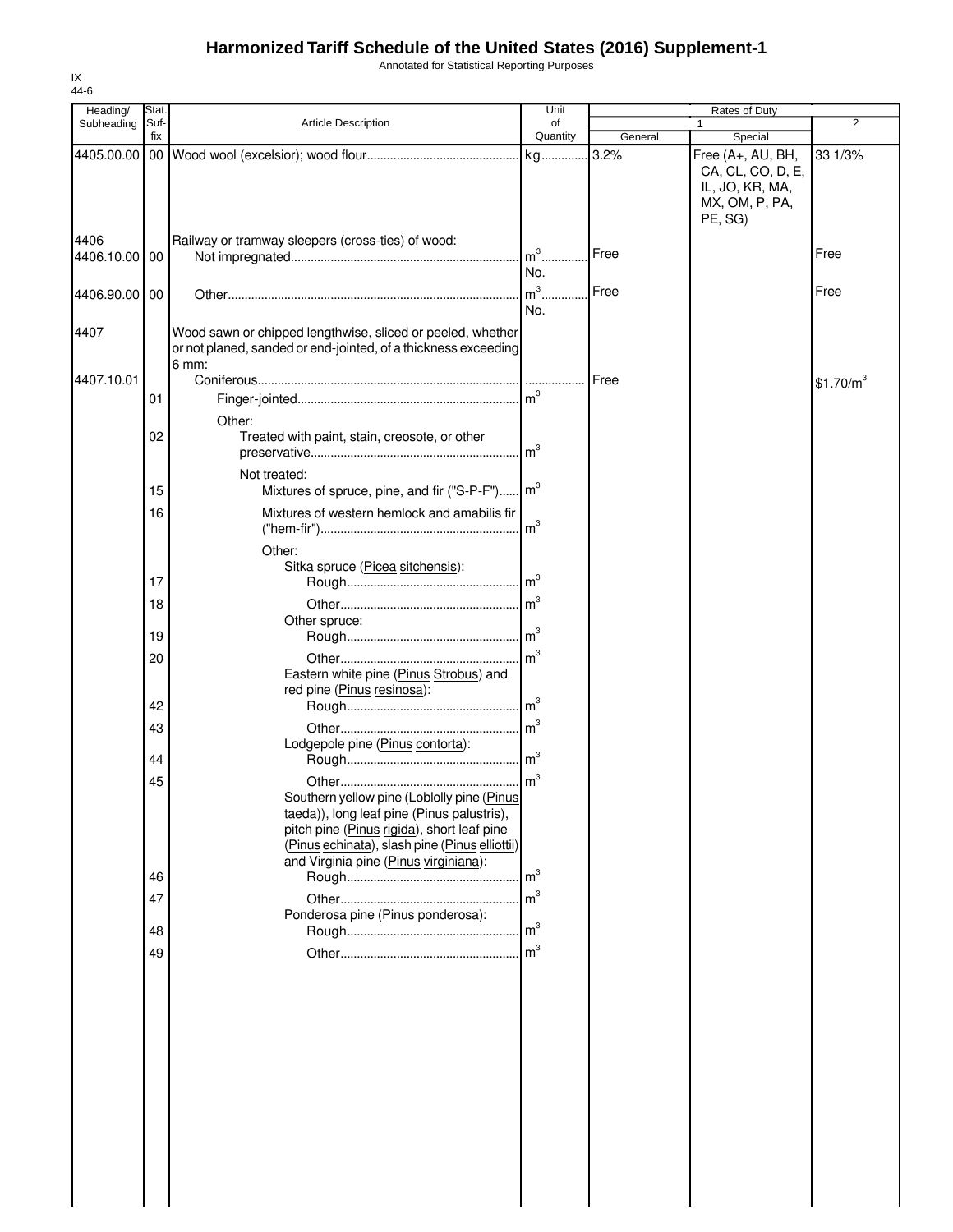# Harmonized Tariff Schedule of the United States (2016) Supplement-1

Annotated for Statistical Reporting Purposes

IX
44-6

| Heading/ Subheading | Stat. Suf-fix | Article Description | Unit of Quantity | Rates of Duty 1 General | Special | 2 |
|---|---|---|---|---|---|---|
| 4405.00.00 | 00 | Wood wool (excelsior); wood flour | kg | 3.2% | Free (A+, AU, BH, CA, CL, CO, D, E, IL, JO, KR, MA, MX, OM, P, PA, PE, SG) | 33 1/3% |
| 4406 | | Railway or tramway sleepers (cross-ties) of wood: | | | | |
| 4406.10.00 | 00 | Not impregnated | $m^3$ No. | Free | | Free |
| 4406.90.00 | 00 | Other | $m^3$ No. | Free | | Free |
| 4407 | | Wood sawn or chipped lengthwise, sliced or peeled, whether or not planed, sanded or end-jointed, of a thickness exceeding 6 mm: | | | | |
| 4407.10.01 | | Coniferous | | Free | | $1.70/$m^3$ |
| | 01 | Finger-jointed | $m^3$ | | | |
| | | Other: | | | | |
| | 02 | Treated with paint, stain, creosote, or other preservative | $m^3$ | | | |
| | | Not treated: | | | | |
| | 15 | Mixtures of spruce, pine, and fir ("S-P-F") | $m^3$ | | | |
| | 16 | Mixtures of western hemlock and amabilis fir ("hem-fir") | $m^3$ | | | |
| | | Other: | | | | |
| | | Sitka spruce (Picea sitchensis): | | | | |
| | 17 | Rough | $m^3$ | | | |
| | 18 | Other | $m^3$ | | | |
| | | Other spruce: | | | | |
| | 19 | Rough | $m^3$ | | | |
| | 20 | Other | $m^3$ | | | |
| | | Eastern white pine (Pinus Strobus) and red pine (Pinus resinosa): | | | | |
| | 42 | Rough | $m^3$ | | | |
| | 43 | Other | $m^3$ | | | |
| | | Lodgepole pine (Pinus contorta): | | | | |
| | 44 | Rough | $m^3$ | | | |
| | 45 | Other | $m^3$ | | | |
| | | Southern yellow pine (Loblolly pine (Pinus taeda)), long leaf pine (Pinus palustris), pitch pine (Pinus rigida), short leaf pine (Pinus echinata), slash pine (Pinus elliottii) and Virginia pine (Pinus virginiana): | | | | |
| | 46 | Rough | $m^3$ | | | |
| | 47 | Other | $m^3$ | | | |
| | | Ponderosa pine (Pinus ponderosa): | | | | |
| | 48 | Rough | $m^3$ | | | |
| | 49 | Other | $m^3$ | | | |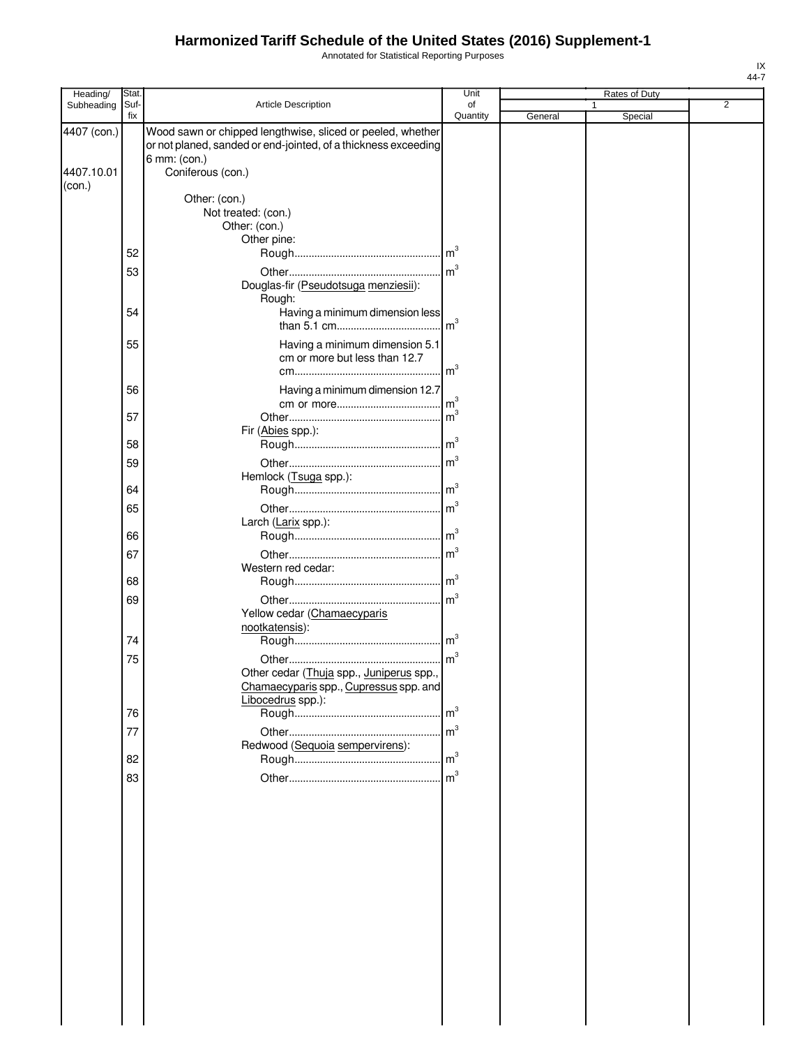# Harmonized Tariff Schedule of the United States (2016) Supplement-1

Annotated for Statistical Reporting Purposes

IX
44-7

| Heading/ Subheading | Stat. Suf-fix | Article Description | Unit of Quantity | Rates of Duty | | |
|---|---|---|---|---|---|---|
| | | | | 1 | | 2 |
| | | | | General | Special | |
| 4407 (con.) | | Wood sawn or chipped lengthwise, sliced or peeled, whether or not planed, sanded or end-jointed, of a thickness exceeding 6 mm: (con.) | | | | |
| 4407.10.01 (con.) | | Coniferous (con.) | | | | |
| | | Other: (con.) | | | | |
| | | Not treated: (con.) | | | | |
| | | Other: (con.) | | | | |
| | | Other pine: | | | | |
| | 52 | Rough | $m^3$ | | | |
| | 53 | Other | $m^3$ | | | |
| | | Douglas-fir (Pseudotsuga menziesii): | | | | |
| | | Rough: | | | | |
| | 54 | Having a minimum dimension less than 5.1 cm | $m^3$ | | | |
| | 55 | Having a minimum dimension 5.1 cm or more but less than 12.7 cm | $m^3$ | | | |
| | 56 | Having a minimum dimension 12.7 cm or more | $m^3$ | | | |
| | 57 | Other | $m^3$ | | | |
| | | Fir (Abies spp.): | | | | |
| | 58 | Rough | $m^3$ | | | |
| | 59 | Other | $m^3$ | | | |
| | | Hemlock (Tsuga spp.): | | | | |
| | 64 | Rough | $m^3$ | | | |
| | 65 | Other | $m^3$ | | | |
| | | Larch (Larix spp.): | | | | |
| | 66 | Rough | $m^3$ | | | |
| | 67 | Other | $m^3$ | | | |
| | | Western red cedar: | | | | |
| | 68 | Rough | $m^3$ | | | |
| | 69 | Other | $m^3$ | | | |
| | | Yellow cedar (Chamaecyparis nootkatensis): | | | | |
| | 74 | Rough | $m^3$ | | | |
| | 75 | Other | $m^3$ | | | |
| | | Other cedar (Thuja spp., Juniperus spp., Chamaecyparis spp., Cupressus spp. and Libocedrus spp.): | | | | |
| | 76 | Rough | $m^3$ | | | |
| | 77 | Other | $m^3$ | | | |
| | | Redwood (Sequoia sempervirens): | | | | |
| | 82 | Rough | $m^3$ | | | |
| | 83 | Other | $m^3$ | | | |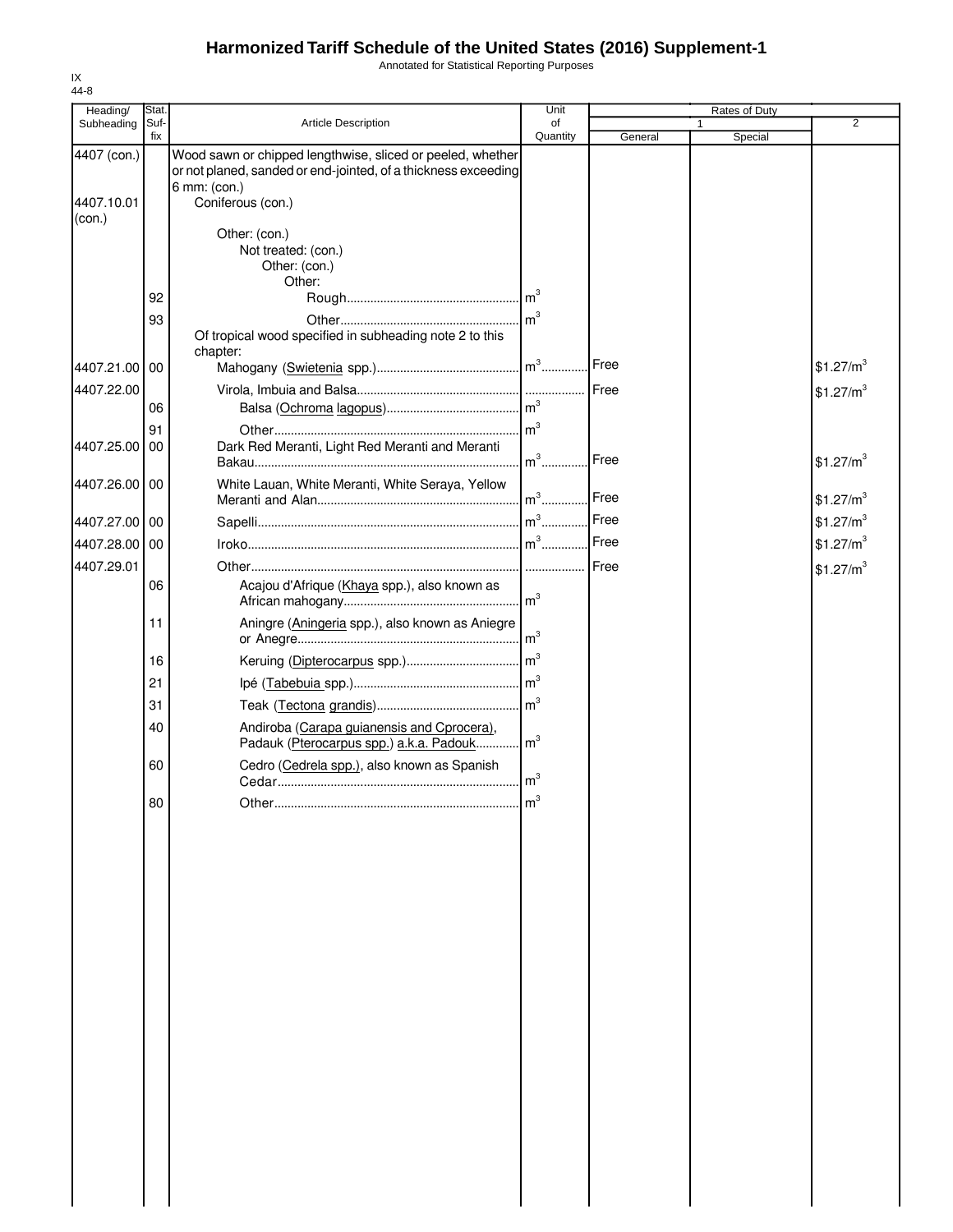# Harmonized Tariff Schedule of the United States (2016) Supplement-1

Annotated for Statistical Reporting Purposes

IX
44-8

| Heading/ Subheading | Stat. Suf- fix | Article Description | Unit of Quantity | Rates of Duty 1 General | Special | 2 |
|---|---|---|---|---|---|---|
| 4407 (con.) | | Wood sawn or chipped lengthwise, sliced or peeled, whether or not planed, sanded or end-jointed, of a thickness exceeding 6 mm: (con.) | | | | |
| 4407.10.01 (con.) | | Coniferous (con.) | | | | |
| | | Other: (con.) | | | | |
| | | Not treated: (con.) | | | | |
| | | Other: (con.) | | | | |
| | | Other: | | | | |
| | 92 | Rough | $m^3$ | | | |
| | 93 | Other | $m^3$ | | | |
| | | Of tropical wood specified in subheading note 2 to this chapter: | | | | |
| 4407.21.00 | 00 | Mahogany (Swietenia spp.) | $m^3$ | Free | | $1.27/$m^3$ |
| 4407.22.00 | | Virola, Imbuia and Balsa | | Free | | $1.27/$m^3$ |
| | 06 | Balsa (Ochroma lagopus) | $m^3$ | | | |
| | 91 | Other | $m^3$ | | | |
| 4407.25.00 | 00 | Dark Red Meranti, Light Red Meranti and Meranti Bakau | $m^3$ | Free | | $1.27/$m^3$ |
| 4407.26.00 | 00 | White Lauan, White Meranti, White Seraya, Yellow Meranti and Alan | $m^3$ | Free | | $1.27/$m^3$ |
| 4407.27.00 | 00 | Sapelli | $m^3$ | Free | | $1.27/$m^3$ |
| 4407.28.00 | 00 | Iroko | $m^3$ | Free | | $1.27/$m^3$ |
| 4407.29.01 | | Other | | Free | | $1.27/$m^3$ |
| | 06 | Acajou d'Afrique (Khaya spp.), also known as African mahogany | $m^3$ | | | |
| | 11 | Aningre (Aningeria spp.), also known as Aniegre or Anegre | $m^3$ | | | |
| | 16 | Keruing (Dipterocarpus spp.) | $m^3$ | | | |
| | 21 | Ipé (Tabebuia spp.) | $m^3$ | | | |
| | 31 | Teak (Tectona grandis) | $m^3$ | | | |
| | 40 | Andiroba (Carapa guianensis and Cprocera), Padauk (Pterocarpus spp.) a.k.a. Padouk | $m^3$ | | | |
| | 60 | Cedro (Cedrela spp.), also known as Spanish Cedar | $m^3$ | | | |
| | 80 | Other | $m^3$ | | | |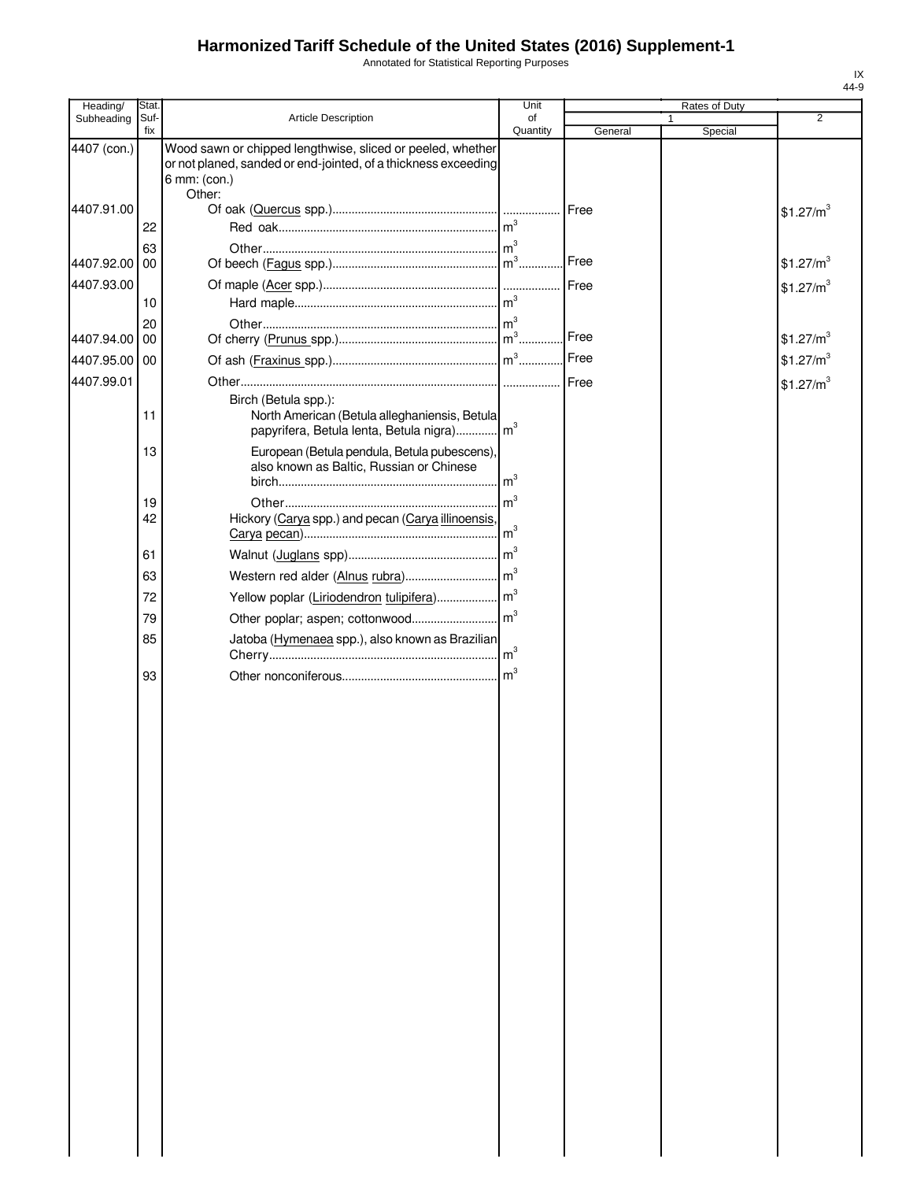# Harmonized Tariff Schedule of the United States (2016) Supplement-1

Annotated for Statistical Reporting Purposes

IX
44-9

| Heading/ Subheading | Stat. Suf-fix | Article Description | Unit of Quantity | Rates of Duty 1 General | Rates of Duty 1 Special | Rates of Duty 2 |
|---|---|---|---|---|---|---|
| 4407 (con.) | | Wood sawn or chipped lengthwise, sliced or peeled, whether or not planed, sanded or end-jointed, of a thickness exceeding 6 mm: (con.) | | | | |
| | | Other: | | | | |
| 4407.91.00 | | Of oak (Quercus spp.) | | Free | | $1.27/m^3$ |
| | 22 | Red oak | $m^3$ | | | |
| | 63 | Other | $m^3$ | | | |
| 4407.92.00 | 00 | Of beech (Fagus spp.) | $m^3$ | Free | | $1.27/m^3$ |
| 4407.93.00 | | Of maple (Acer spp.) | | Free | | $1.27/m^3$ |
| | 10 | Hard maple | $m^3$ | | | |
| | 20 | Other | $m^3$ | | | |
| 4407.94.00 | 00 | Of cherry (Prunus spp.) | $m^3$ | Free | | $1.27/m^3$ |
| 4407.95.00 | 00 | Of ash (Fraxinus spp.) | $m^3$ | Free | | $1.27/m^3$ |
| 4407.99.01 | | Other | | Free | | $1.27/m^3$ |
| | | Birch (Betula spp.): | | | | |
| | 11 | North American (Betula alleghaniensis, Betula papyrifera, Betula lenta, Betula nigra) | $m^3$ | | | |
| | 13 | European (Betula pendula, Betula pubescens), also known as Baltic, Russian or Chinese birch | $m^3$ | | | |
| | 19 | Other | $m^3$ | | | |
| | 42 | Hickory (Carya spp.) and pecan (Carya illinoensis, Carya pecan) | $m^3$ | | | |
| | 61 | Walnut (Juglans spp) | $m^3$ | | | |
| | 63 | Western red alder (Alnus rubra) | $m^3$ | | | |
| | 72 | Yellow poplar (Liriodendron tulipifera) | $m^3$ | | | |
| | 79 | Other poplar; aspen; cottonwood | $m^3$ | | | |
| | 85 | Jatoba (Hymenaea spp.), also known as Brazilian Cherry | $m^3$ | | | |
| | 93 | Other nonconiferous | $m^3$ | | | |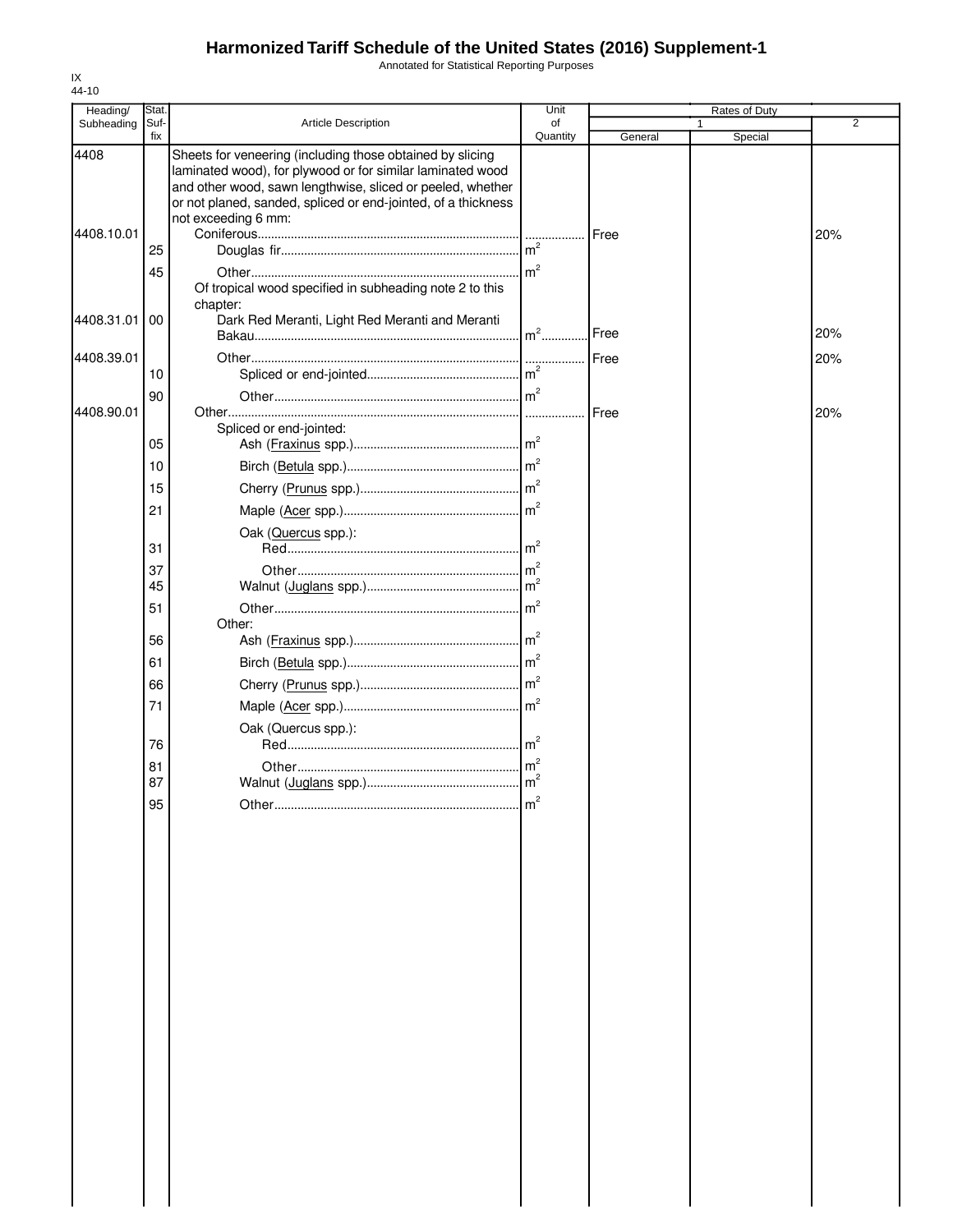# Harmonized Tariff Schedule of the United States (2016) Supplement-1

Annotated for Statistical Reporting Purposes

IX
44-10

| Heading/ Subheading | Stat. Suf- fix | Article Description | Unit of Quantity | Rates of Duty 1 General | Special | 2 |
|---|---|---|---|---|---|---|
| 4408 | | Sheets for veneering (including those obtained by slicing laminated wood), for plywood or for similar laminated wood and other wood, sawn lengthwise, sliced or peeled, whether or not planed, sanded, spliced or end-jointed, of a thickness not exceeding 6 mm: | | | | |
| 4408.10.01 | | Coniferous | | Free | | 20% |
| | 25 | Douglas fir | $m^2$ | | | |
| | 45 | Other | $m^2$ | | | |
| | | Of tropical wood specified in subheading note 2 to this chapter: | | | | |
| 4408.31.01 | 00 | Dark Red Meranti, Light Red Meranti and Meranti Bakau | $m^2$ | Free | | 20% |
| 4408.39.01 | | Other | | Free | | 20% |
| | 10 | Spliced or end-jointed | $m^2$ | | | |
| | 90 | Other | $m^2$ | | | |
| 4408.90.01 | | Other | | Free | | 20% |
| | | Spliced or end-jointed: | | | | |
| | 05 | Ash (Fraxinus spp.) | $m^2$ | | | |
| | 10 | Birch (Betula spp.) | $m^2$ | | | |
| | 15 | Cherry (Prunus spp.) | $m^2$ | | | |
| | 21 | Maple (Acer spp.) | $m^2$ | | | |
| | | Oak (Quercus spp.): | | | | |
| | 31 | Red | $m^2$ | | | |
| | 37 | Other | $m^2$ | | | |
| | 45 | Walnut (Juglans spp.) | $m^2$ | | | |
| | 51 | Other | $m^2$ | | | |
| | | Other: | | | | |
| | 56 | Ash (Fraxinus spp.) | $m^2$ | | | |
| | 61 | Birch (Betula spp.) | $m^2$ | | | |
| | 66 | Cherry (Prunus spp.) | $m^2$ | | | |
| | 71 | Maple (Acer spp.) | $m^2$ | | | |
| | | Oak (Quercus spp.): | | | | |
| | 76 | Red | $m^2$ | | | |
| | 81 | Other | $m^2$ | | | |
| | 87 | Walnut (Juglans spp.) | $m^2$ | | | |
| | 95 | Other | $m^2$ | | | |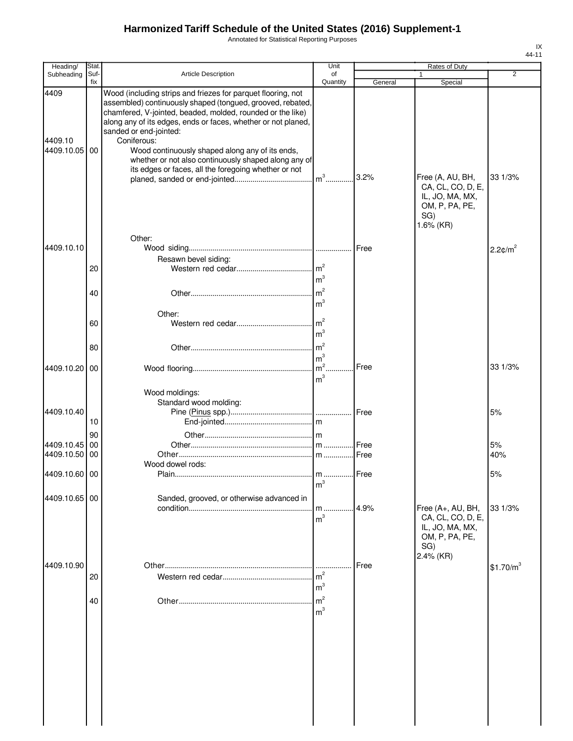# Harmonized Tariff Schedule of the United States (2016) Supplement-1

Annotated for Statistical Reporting Purposes

IX
44-11

| Heading/ Subheading | Stat. Suf- fix | Article Description | Unit of Quantity | Rates of Duty | | |
|---|---|---|---|---|---|---|
| | | | | 1 | | 2 |
| | | | | General | Special | |
| 4409 | | Wood (including strips and friezes for parquet flooring, not assembled) continuously shaped (tongued, grooved, rebated, chamfered, V-jointed, beaded, molded, rounded or the like) along any of its edges, ends or faces, whether or not planed, sanded or end-jointed: | | | | |
| 4409.10 | | Coniferous: | | | | |
| 4409.10.05 | 00 | Wood continuously shaped along any of its ends, whether or not also continuously shaped along any of its edges or faces, all the foregoing whether or not planed, sanded or end-jointed | $m^3$ | 3.2% | Free (A, AU, BH, CA, CL, CO, D, E, IL, JO, MA, MX, OM, P, PA, PE, SG) 1.6% (KR) | 33 1/3% |
| | | Other: | | | | |
| 4409.10.10 | | Wood siding | | Free | | 2.2¢/$m^2$ |
| | | Resawn bevel siding: | | | | |
| | 20 | Western red cedar | $m^2$ $m^3$ | | | |
| | 40 | Other | $m^2$ $m^3$ | | | |
| | | Other: | | | | |
| | 60 | Western red cedar | $m^2$ $m^3$ | | | |
| | 80 | Other | $m^2$ $m^3$ | | | |
| 4409.10.20 | 00 | Wood flooring | $m^2$ $m^3$ | Free | | 33 1/3% |
| | | Wood moldings: | | | | |
| | | Standard wood molding: | | | | |
| 4409.10.40 | | Pine (Pinus spp.) | | Free | | 5% |
| | 10 | End-jointed | m | | | |
| | 90 | Other | m | | | |
| 4409.10.45 | 00 | Other | m | Free | | 5% |
| 4409.10.50 | 00 | Other | m | Free | | 40% |
| | | Wood dowel rods: | | | | |
| 4409.10.60 | 00 | Plain | m $m^3$ | Free | | 5% |
| 4409.10.65 | 00 | Sanded, grooved, or otherwise advanced in condition | m $m^3$ | 4.9% | Free (A+, AU, BH, CA, CL, CO, D, E, IL, JO, MA, MX, OM, P, PA, PE, SG) 2.4% (KR) | 33 1/3% |
| 4409.10.90 | | Other | | Free | | $1.70/$m^3$ |
| | 20 | Western red cedar | $m^2$ $m^3$ | | | |
| | 40 | Other | $m^2$ $m^3$ | | | |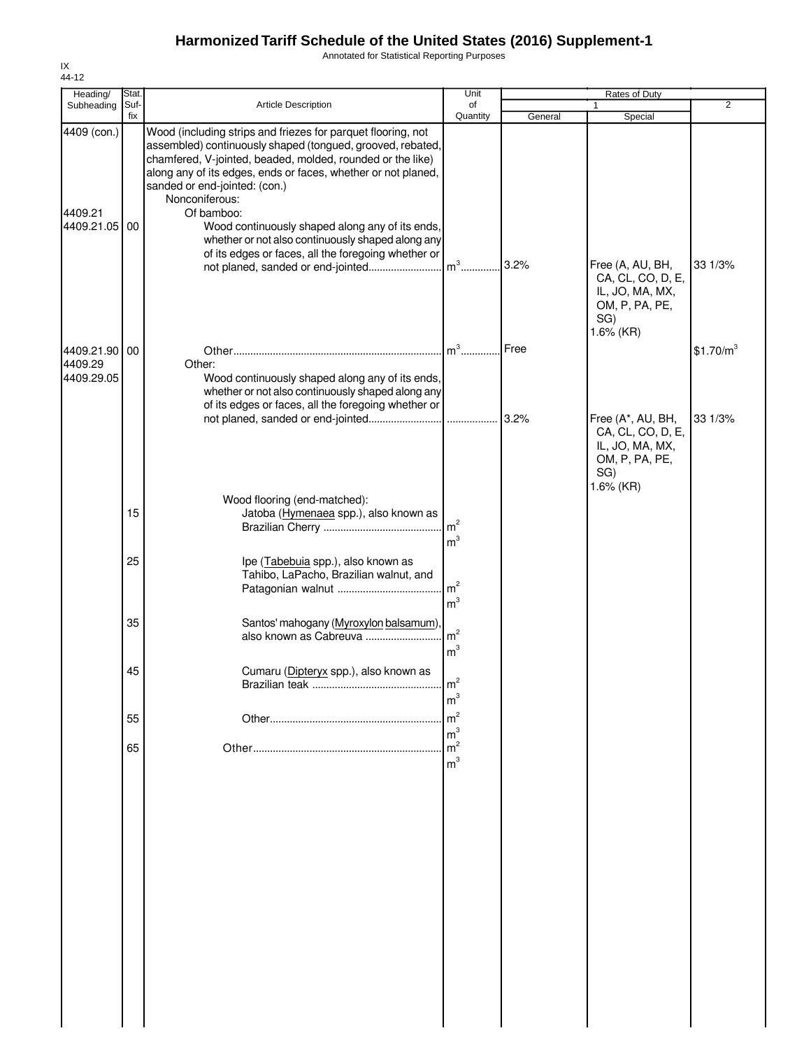# Harmonized Tariff Schedule of the United States (2016) Supplement-1

Annotated for Statistical Reporting Purposes

IX
44-12

| Heading/ Subheading | Stat. Suf- fix | Article Description | Unit of Quantity | Rates of Duty 1 General | Special | 2 |
|---|---|---|---|---|---|---|
| 4409 (con.) | | Wood (including strips and friezes for parquet flooring, not assembled) continuously shaped (tongued, grooved, rebated, chamfered, V-jointed, beaded, molded, rounded or the like) along any of its edges, ends or faces, whether or not planed, sanded or end-jointed: (con.) | | | | |
| | | Nonconiferous: | | | | |
| 4409.21 | | Of bamboo: | | | | |
| 4409.21.05 | 00 | Wood continuously shaped along any of its ends, whether or not also continuously shaped along any of its edges or faces, all the foregoing whether or not planed, sanded or end-jointed | $m^3$ | 3.2% | Free (A, AU, BH, CA, CL, CO, D, E, IL, JO, MA, MX, OM, P, PA, PE, SG) 1.6% (KR) | 33 1/3% |
| 4409.21.90 | 00 | Other | $m^3$ | Free | | $1.70/m^3$ |
| 4409.29 | | Other: | | | | |
| 4409.29.05 | | Wood continuously shaped along any of its ends, whether or not also continuously shaped along any of its edges or faces, all the foregoing whether or not planed, sanded or end-jointed | | 3.2% | Free (A*, AU, BH, CA, CL, CO, D, E, IL, JO, MA, MX, OM, P, PA, PE, SG) 1.6% (KR) | 33 1/3% |
| | | Wood flooring (end-matched): | | | | |
| | 15 | Jatoba (Hymenaea spp.), also known as Brazilian Cherry | $m^2$ $m^3$ | | | |
| | 25 | Ipe (Tabebuia spp.), also known as Tahibo, LaPacho, Brazilian walnut, and Patagonian walnut | $m^2$ $m^3$ | | | |
| | 35 | Santos' mahogany (Myroxylon balsamum), also known as Cabreuva | $m^2$ $m^3$ | | | |
| | 45 | Cumaru (Dipteryx spp.), also known as Brazilian teak | $m^2$ $m^3$ | | | |
| | 55 | Other | $m^2$ $m^3$ | | | |
| | 65 | Other | $m^2$ $m^3$ | | | |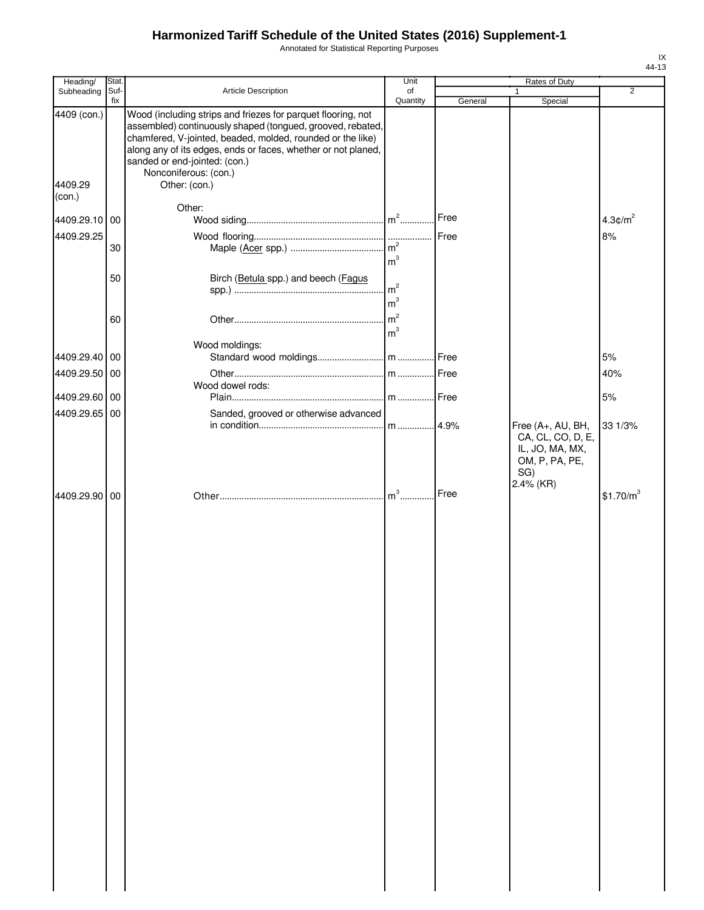# Harmonized Tariff Schedule of the United States (2016) Supplement-1

Annotated for Statistical Reporting Purposes

| Heading/ Subheading | Stat. Suf-fix | Article Description | Unit of Quantity | Rates of Duty 1 General | Rates of Duty 1 Special | Rates of Duty 2 |
|---|---|---|---|---|---|---|
| 4409 (con.) | | Wood (including strips and friezes for parquet flooring, not assembled) continuously shaped (tongued, grooved, rebated, chamfered, V-jointed, beaded, molded, rounded or the like) along any of its edges, ends or faces, whether or not planed, sanded or end-jointed: (con.) | | | | |
| | | Nonconiferous: (con.) | | | | |
| 4409.29 (con.) | | Other: (con.) | | | | |
| | | Other: | | | | |
| 4409.29.10 | 00 | Wood siding | $m^2$ | Free | | 4.3¢/$m^2$ |
| 4409.29.25 | | Wood flooring | | Free | | 8% |
| | 30 | Maple (Acer spp.) | $m^2$ $m^3$ | | | |
| | 50 | Birch (Betula spp.) and beech (Fagus spp.) | $m^2$ $m^3$ | | | |
| | 60 | Other | $m^2$ $m^3$ | | | |
| | | Wood moldings: | | | | |
| 4409.29.40 | 00 | Standard wood moldings | m | Free | | 5% |
| 4409.29.50 | 00 | Other | m | Free | | 40% |
| | | Wood dowel rods: | | | | |
| 4409.29.60 | 00 | Plain | m | Free | | 5% |
| 4409.29.65 | 00 | Sanded, grooved or otherwise advanced in condition | m | 4.9% | Free (A+, AU, BH, CA, CL, CO, D, E, IL, JO, MA, MX, OM, P, PA, PE, SG) 2.4% (KR) | 33 1/3% |
| 4409.29.90 | 00 | Other | $m^3$ | Free | | $1.70/$m^3$ |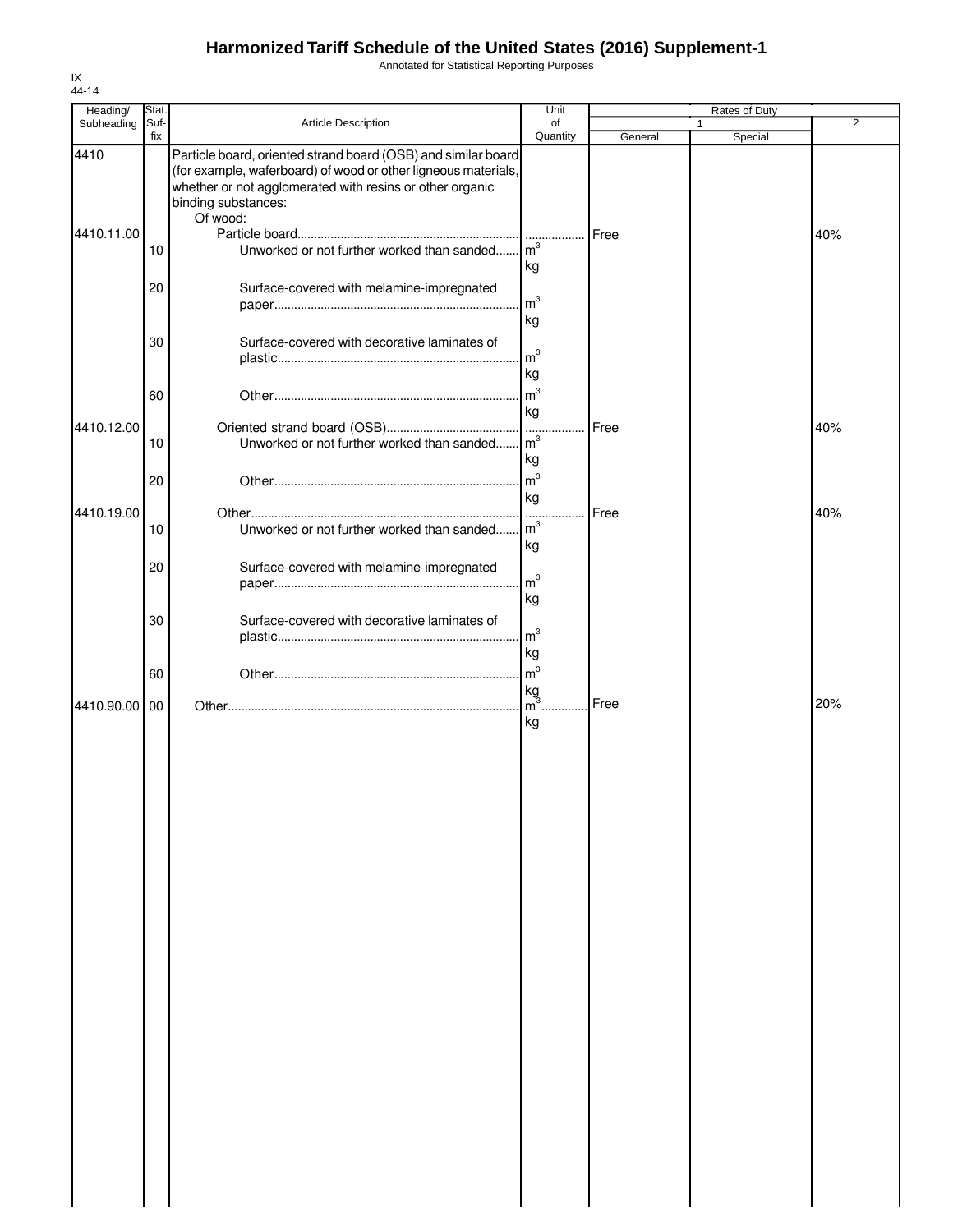# Harmonized Tariff Schedule of the United States (2016) Supplement-1

Annotated for Statistical Reporting Purposes

IX
44-14

| Heading/ Subheading | Stat. Suf- fix | Article Description | Unit of Quantity | Rates of Duty 1 General | Special | 2 |
|---|---|---|---|---|---|---|
| 4410 | | Particle board, oriented strand board (OSB) and similar board (for example, waferboard) of wood or other ligneous materials, whether or not agglomerated with resins or other organic binding substances: | | | | |
| | | Of wood: | | | | |
| 4410.11.00 | | Particle board | | Free | | 40% |
| | 10 | Unworked or not further worked than sanded | $m^3$ kg | | | |
| | 20 | Surface-covered with melamine-impregnated paper | $m^3$ kg | | | |
| | 30 | Surface-covered with decorative laminates of plastic | $m^3$ kg | | | |
| | 60 | Other | $m^3$ kg | | | |
| 4410.12.00 | | Oriented strand board (OSB) | | Free | | 40% |
| | 10 | Unworked or not further worked than sanded | $m^3$ kg | | | |
| | 20 | Other | $m^3$ kg | | | |
| 4410.19.00 | | Other | | Free | | 40% |
| | 10 | Unworked or not further worked than sanded | $m^3$ kg | | | |
| | 20 | Surface-covered with melamine-impregnated paper | $m^3$ kg | | | |
| | 30 | Surface-covered with decorative laminates of plastic | $m^3$ kg | | | |
| | 60 | Other | $m^3$ kg | | | |
| 4410.90.00 | 00 | Other | $m^3$ kg | Free | | 20% |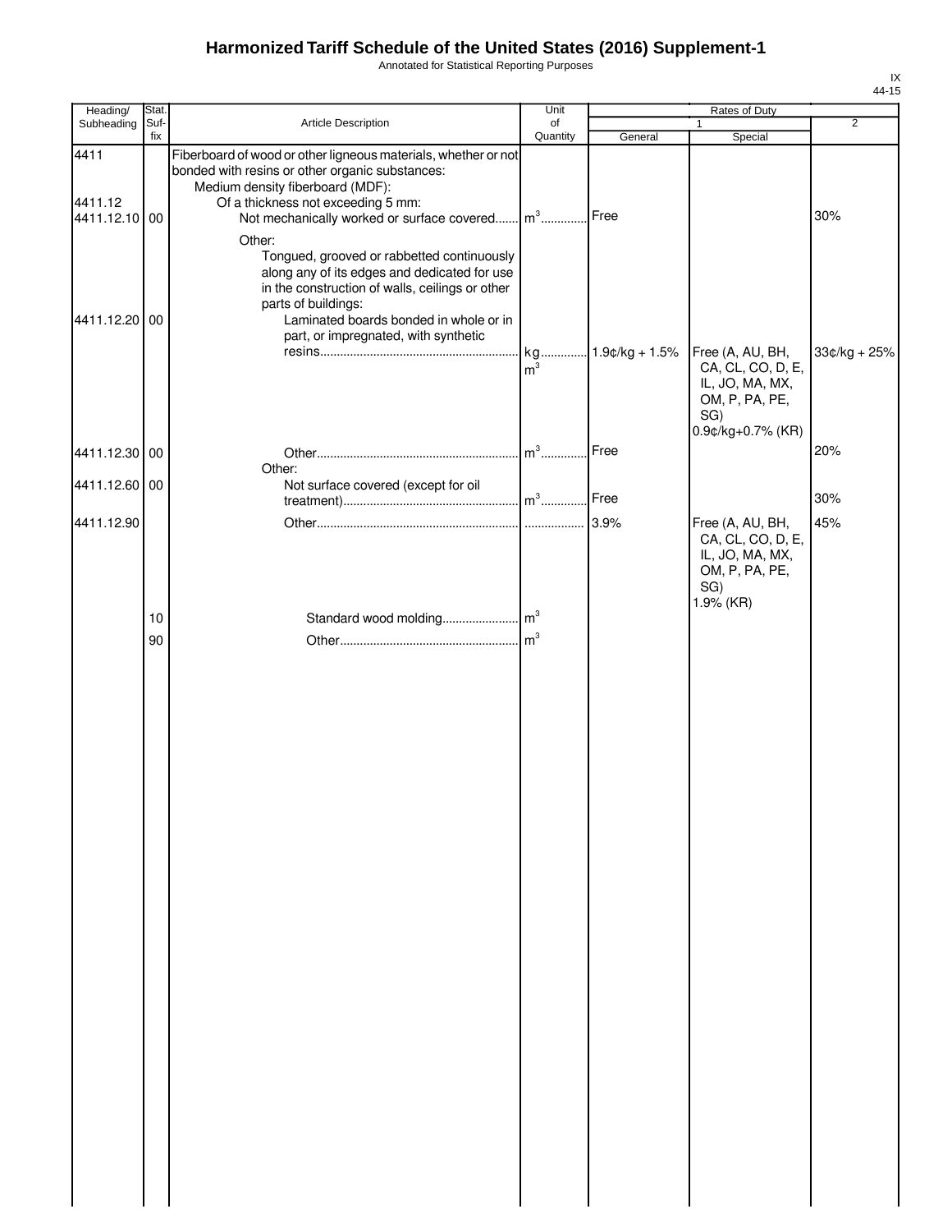# Harmonized Tariff Schedule of the United States (2016) Supplement-1

Annotated for Statistical Reporting Purposes

IX
44-15

| Heading/ Subheading | Stat. Suf- fix | Article Description | Unit of Quantity | Rates of Duty | | |
|---|---|---|---|---|---|---|
| | | | | 1 | | 2 |
| | | | | General | Special | |
| 4411 | | Fiberboard of wood or other ligneous materials, whether or not bonded with resins or other organic substances: | | | | |
| | | Medium density fiberboard (MDF): | | | | |
| 4411.12 | | Of a thickness not exceeding 5 mm: | | | | |
| 4411.12.10 | 00 | Not mechanically worked or surface covered | $m^3$ | Free | | 30% |
| | | Other: | | | | |
| | | Tongued, grooved or rabbetted continuously along any of its edges and dedicated for use in the construction of walls, ceilings or other parts of buildings: | | | | |
| 4411.12.20 | 00 | Laminated boards bonded in whole or in part, or impregnated, with synthetic resins | kg $m^3$ | 1.9¢/kg + 1.5% | Free (A, AU, BH, CA, CL, CO, D, E, IL, JO, MA, MX, OM, P, PA, PE, SG) 0.9¢/kg+0.7% (KR) | 33¢/kg + 25% |
| 4411.12.30 | 00 | Other | $m^3$ | Free | | 20% |
| | | Other: | | | | |
| 4411.12.60 | 00 | Not surface covered (except for oil treatment) | $m^3$ | Free | | 30% |
| 4411.12.90 | | Other | | 3.9% | Free (A, AU, BH, CA, CL, CO, D, E, IL, JO, MA, MX, OM, P, PA, PE, SG) 1.9% (KR) | 45% |
| | 10 | Standard wood molding | $m^3$ | | | |
| | 90 | Other | $m^3$ | | | |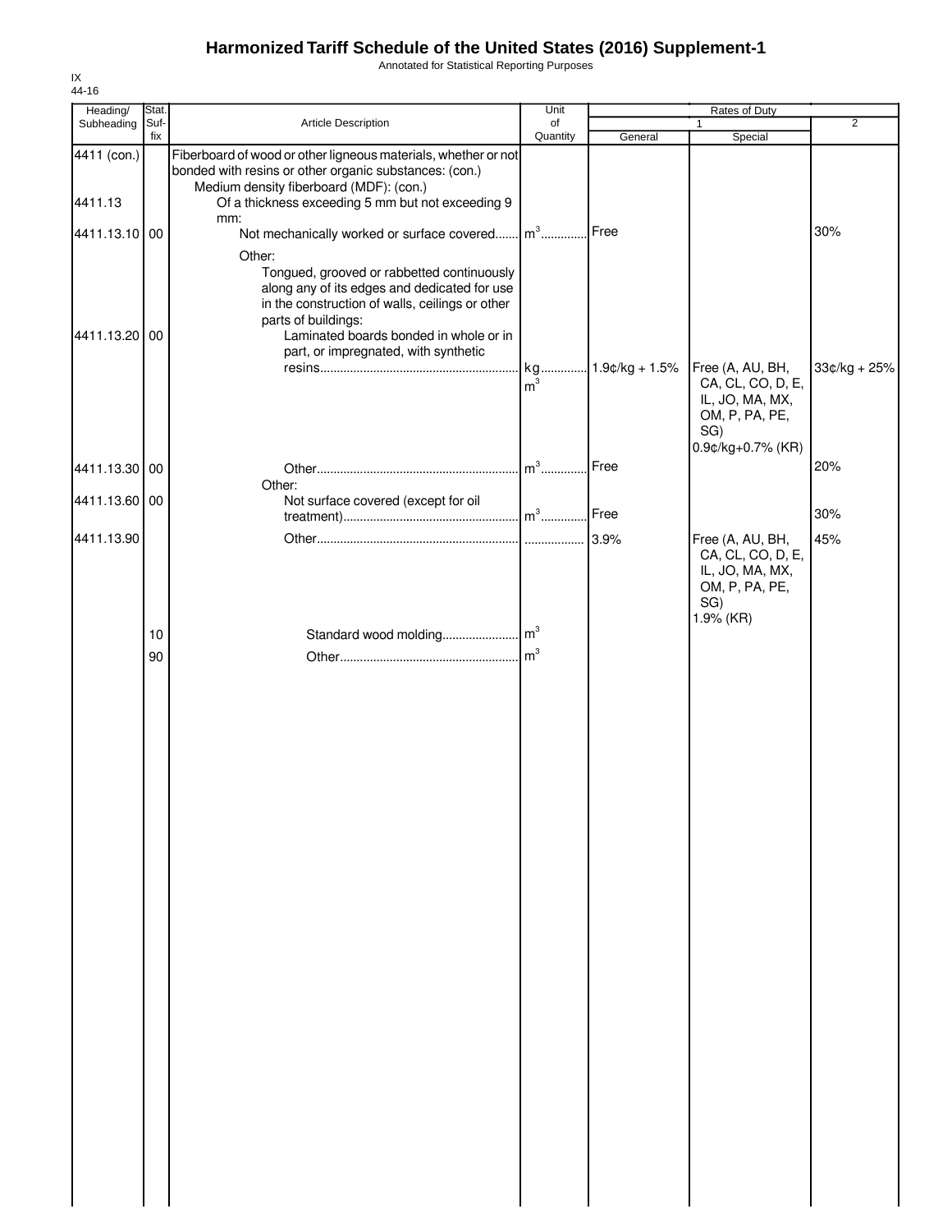# Harmonized Tariff Schedule of the United States (2016) Supplement-1

Annotated for Statistical Reporting Purposes

IX
44-16

| Heading/ Subheading | Stat. Suf- fix | Article Description | Unit of Quantity | Rates of Duty 1 General | Special | 2 |
|---|---|---|---|---|---|---|
| 4411 (con.) | | Fiberboard of wood or other ligneous materials, whether or not bonded with resins or other organic substances: (con.) | | | | |
| | | Medium density fiberboard (MDF): (con.) | | | | |
| 4411.13 | | Of a thickness exceeding 5 mm but not exceeding 9 mm: | | | | |
| 4411.13.10 | 00 | Not mechanically worked or surface covered | $m^3$ | Free | | 30% |
| | | Other: | | | | |
| | | Tongued, grooved or rabbetted continuously along any of its edges and dedicated for use in the construction of walls, ceilings or other parts of buildings: | | | | |
| 4411.13.20 | 00 | Laminated boards bonded in whole or in part, or impregnated, with synthetic resins | kg<br>$m^3$ | 1.9¢/kg + 1.5% | Free (A, AU, BH, CA, CL, CO, D, E, IL, JO, MA, MX, OM, P, PA, PE, SG)<br>0.9¢/kg+0.7% (KR) | 33¢/kg + 25% |
| 4411.13.30 | 00 | Other | $m^3$ | Free | | 20% |
| | | Other: | | | | |
| 4411.13.60 | 00 | Not surface covered (except for oil treatment) | $m^3$ | Free | | 30% |
| 4411.13.90 | | Other | | 3.9% | Free (A, AU, BH, CA, CL, CO, D, E, IL, JO, MA, MX, OM, P, PA, PE, SG)<br>1.9% (KR) | 45% |
| | 10 | Standard wood molding | $m^3$ | | | |
| | 90 | Other | $m^3$ | | | |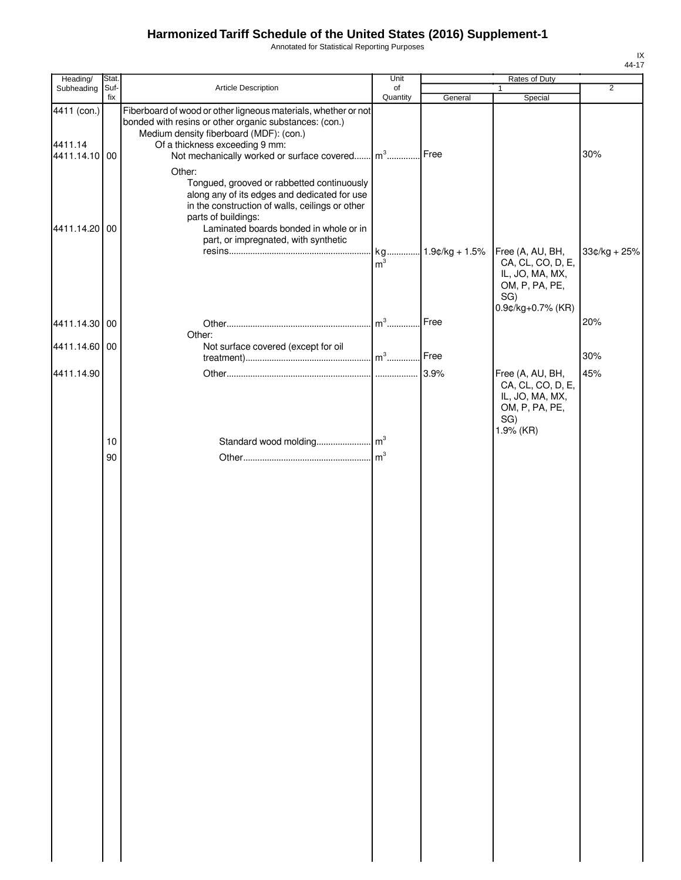# Harmonized Tariff Schedule of the United States (2016) Supplement-1

Annotated for Statistical Reporting Purposes

IX
44-17

| Heading/ Subheading | Stat. Suf-fix | Article Description | Unit of Quantity | Rates of Duty 1 General | Rates of Duty 1 Special | Rates of Duty 2 |
|---|---|---|---|---|---|---|
| 4411 (con.) | | Fiberboard of wood or other ligneous materials, whether or not bonded with resins or other organic substances: (con.) | | | | |
| | | Medium density fiberboard (MDF): (con.) | | | | |
| 4411.14 | | Of a thickness exceeding 9 mm: | | | | |
| 4411.14.10 | 00 | Not mechanically worked or surface covered | $m^3$ | Free | | 30% |
| | | Other: | | | | |
| | | Tongued, grooved or rabbetted continuously along any of its edges and dedicated for use in the construction of walls, ceilings or other parts of buildings: | | | | |
| 4411.14.20 | 00 | Laminated boards bonded in whole or in part, or impregnated, with synthetic resins | kg<br>$m^3$ | 1.9¢/kg + 1.5% | Free (A, AU, BH, CA, CL, CO, D, E, IL, JO, MA, MX, OM, P, PA, PE, SG)<br>0.9¢/kg+0.7% (KR) | 33¢/kg + 25% |
| 4411.14.30 | 00 | Other | $m^3$ | Free | | 20% |
| | | Other: | | | | |
| 4411.14.60 | 00 | Not surface covered (except for oil treatment) | $m^3$ | Free | | 30% |
| 4411.14.90 | | Other | | 3.9% | Free (A, AU, BH, CA, CL, CO, D, E, IL, JO, MA, MX, OM, P, PA, PE, SG)<br>1.9% (KR) | 45% |
| | 10 | Standard wood molding | $m^3$ | | | |
| | 90 | Other | $m^3$ | | | |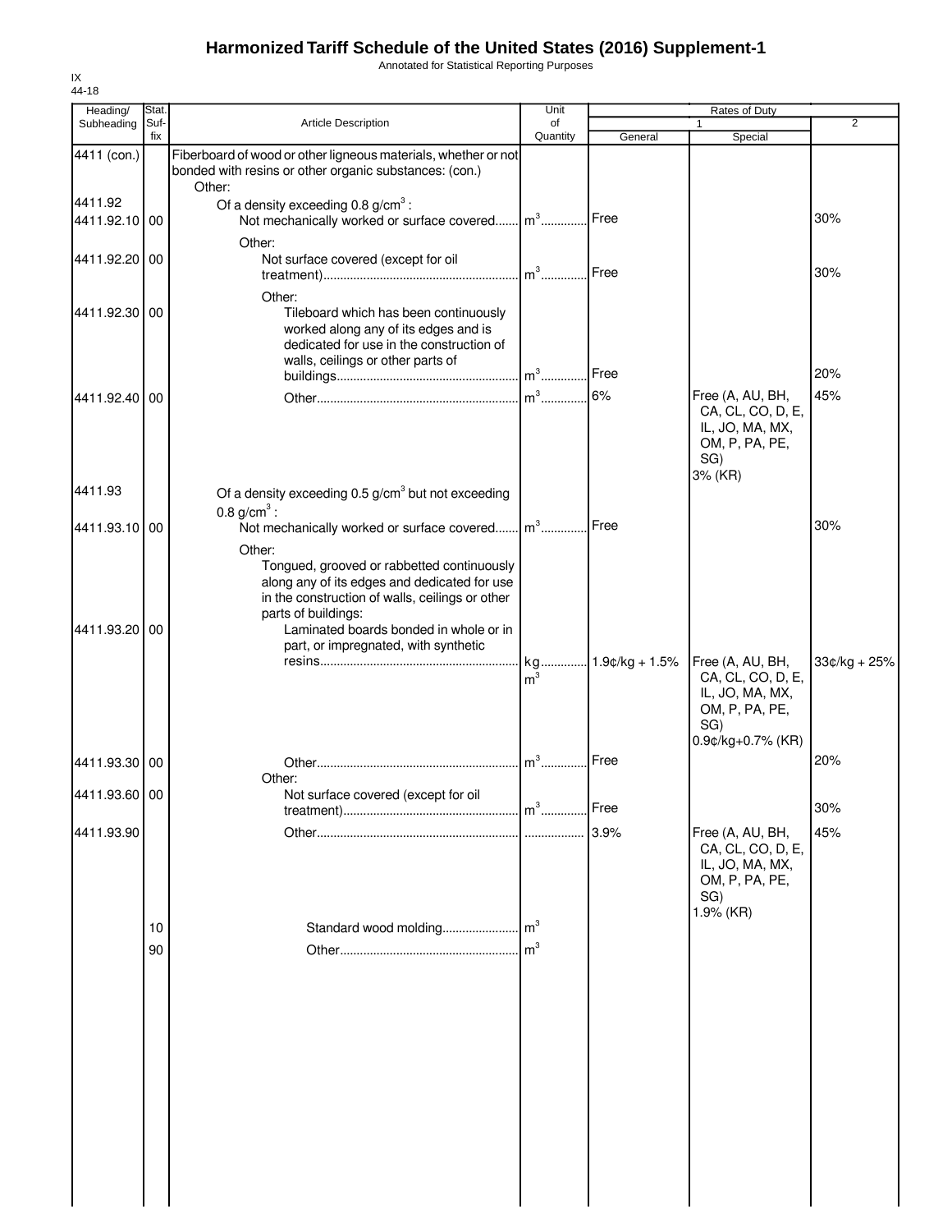# Harmonized Tariff Schedule of the United States (2016) Supplement-1

Annotated for Statistical Reporting Purposes

IX
44-18

| Heading/ Subheading | Stat. Suf- fix | Article Description | Unit of Quantity | Rates of Duty 1 General | Special | 2 |
|---|---|---|---|---|---|---|
| 4411 (con.) | | Fiberboard of wood or other ligneous materials, whether or not bonded with resins or other organic substances: (con.) | | | | |
| | | Other: | | | | |
| 4411.92 | | Of a density exceeding 0.8 g/cm$^3$ : | | | | |
| 4411.92.10 | 00 | Not mechanically worked or surface covered | m$^3$ | Free | | 30% |
| | | Other: | | | | |
| 4411.92.20 | 00 | Not surface covered (except for oil treatment) | m$^3$ | Free | | 30% |
| | | Other: | | | | |
| 4411.92.30 | 00 | Tileboard which has been continuously worked along any of its edges and is dedicated for use in the construction of walls, ceilings or other parts of buildings | m$^3$ | Free | | 20% |
| 4411.92.40 | 00 | Other | m$^3$ | 6% | Free (A, AU, BH, CA, CL, CO, D, E, IL, JO, MA, MX, OM, P, PA, PE, SG) 3% (KR) | 45% |
| 4411.93 | | Of a density exceeding 0.5 g/cm$^3$ but not exceeding 0.8 g/cm$^3$ : | | | | |
| 4411.93.10 | 00 | Not mechanically worked or surface covered | m$^3$ | Free | | 30% |
| | | Other: | | | | |
| | | Tongued, grooved or rabbetted continuously along any of its edges and dedicated for use in the construction of walls, ceilings or other parts of buildings: | | | | |
| 4411.93.20 | 00 | Laminated boards bonded in whole or in part, or impregnated, with synthetic resins | kg m$^3$ | 1.9¢/kg + 1.5% | Free (A, AU, BH, CA, CL, CO, D, E, IL, JO, MA, MX, OM, P, PA, PE, SG) 0.9¢/kg+0.7% (KR) | 33¢/kg + 25% |
| 4411.93.30 | 00 | Other | m$^3$ | Free | | 20% |
| | | Other: | | | | |
| 4411.93.60 | 00 | Not surface covered (except for oil treatment) | m$^3$ | Free | | 30% |
| 4411.93.90 | | Other | | 3.9% | Free (A, AU, BH, CA, CL, CO, D, E, IL, JO, MA, MX, OM, P, PA, PE, SG) 1.9% (KR) | 45% |
| | 10 | Standard wood molding | m$^3$ | | | |
| | 90 | Other | m$^3$ | | | |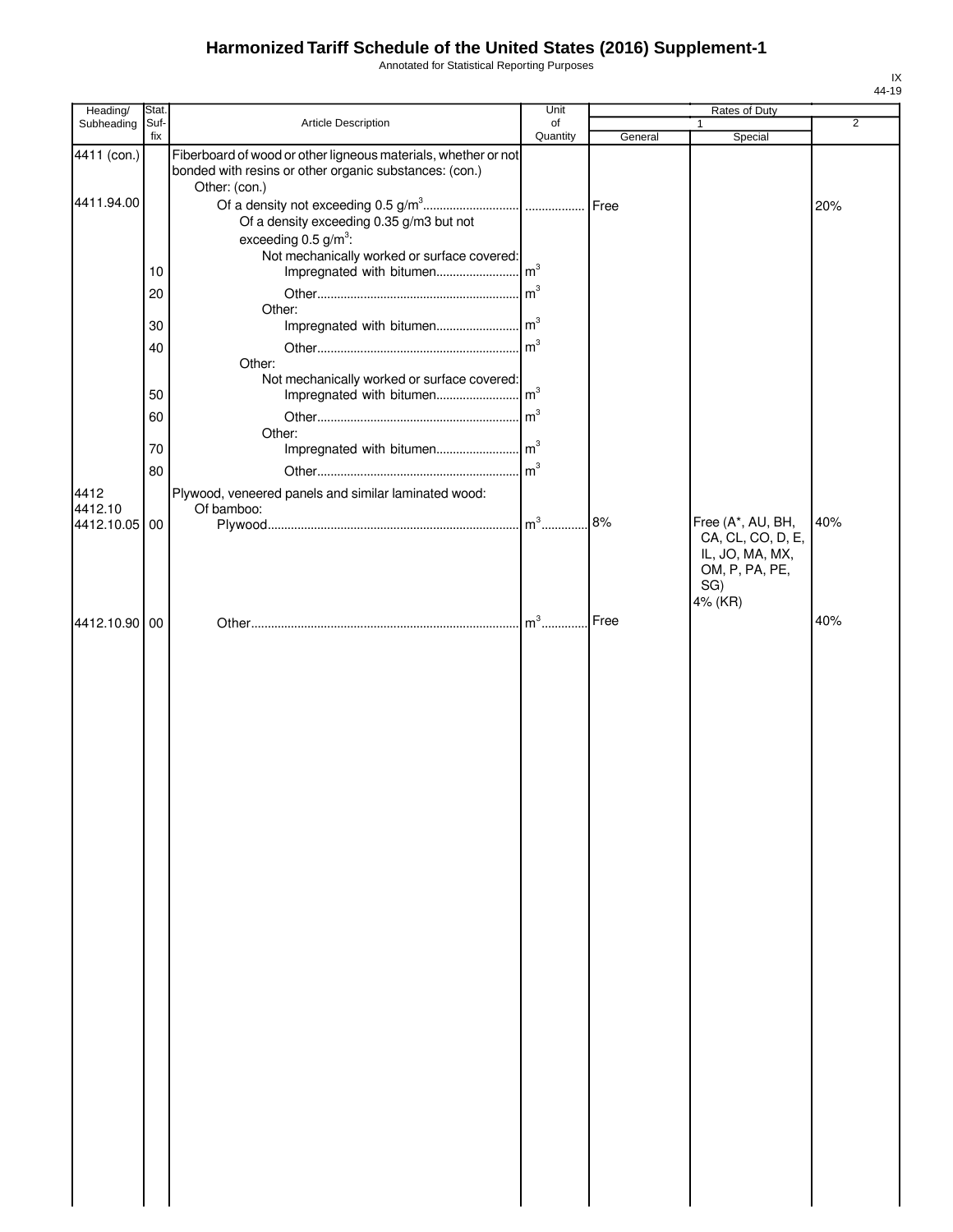# Harmonized Tariff Schedule of the United States (2016) Supplement-1

Annotated for Statistical Reporting Purposes

| Heading/ Subheading | Stat. Suf- fix | Article Description | Unit of Quantity | Rates of Duty 1 General | Special | 2 |
|---|---|---|---|---|---|---|
| 4411 (con.) | | Fiberboard of wood or other ligneous materials, whether or not bonded with resins or other organic substances: (con.) | | | | |
| | | Other: (con.) | | | | |
| 4411.94.00 | | Of a density not exceeding 0.5 g/m$^3$ | | Free | | 20% |
| | | Of a density exceeding 0.35 g/m3 but not exceeding 0.5 g/m$^3$: | | | | |
| | | Not mechanically worked or surface covered: | | | | |
| | 10 | Impregnated with bitumen | m$^3$ | | | |
| | 20 | Other | m$^3$ | | | |
| | | Other: | | | | |
| | 30 | Impregnated with bitumen | m$^3$ | | | |
| | 40 | Other | m$^3$ | | | |
| | | Other: | | | | |
| | | Not mechanically worked or surface covered: | | | | |
| | 50 | Impregnated with bitumen | m$^3$ | | | |
| | 60 | Other | m$^3$ | | | |
| | | Other: | | | | |
| | 70 | Impregnated with bitumen | m$^3$ | | | |
| | 80 | Other | m$^3$ | | | |
| 4412 | | Plywood, veneered panels and similar laminated wood: | | | | |
| 4412.10 | | Of bamboo: | | | | |
| 4412.10.05 | 00 | Plywood | m$^3$ | 8% | Free (A*, AU, BH, CA, CL, CO, D, E, IL, JO, MA, MX, OM, P, PA, PE, SG) 4% (KR) | 40% |
| 4412.10.90 | 00 | Other | m$^3$ | Free | | 40% |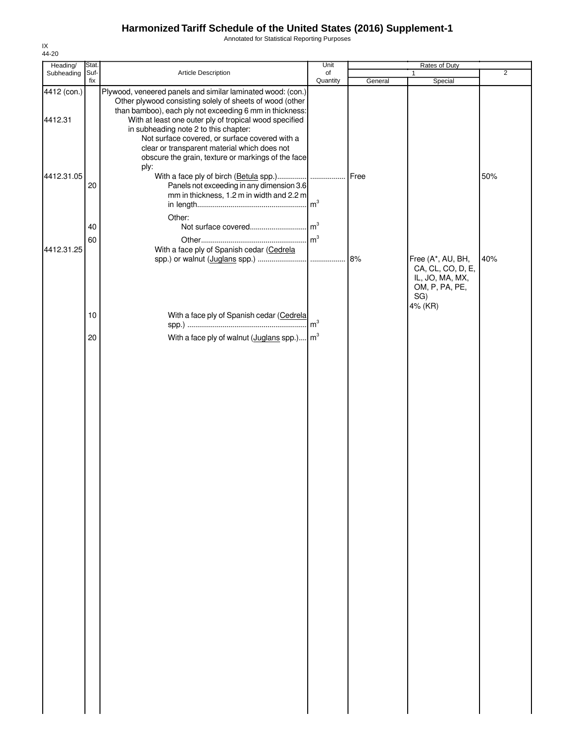# Harmonized Tariff Schedule of the United States (2016) Supplement-1

Annotated for Statistical Reporting Purposes

IX
44-20

| Heading/ Subheading | Stat. Suf-fix | Article Description | Unit of Quantity | Rates of Duty | | |
|---|---|---|---|---|---|---|
| | | | | 1 | | 2 |
| | | | | General | Special | |
| 4412 (con.) | | Plywood, veneered panels and similar laminated wood: (con.) | | | | |
| | | Other plywood consisting solely of sheets of wood (other than bamboo), each ply not exceeding 6 mm in thickness: | | | | |
| 4412.31 | | With at least one outer ply of tropical wood specified in subheading note 2 to this chapter: | | | | |
| | | Not surface covered, or surface covered with a clear or transparent material which does not obscure the grain, texture or markings of the face ply: | | | | |
| 4412.31.05 | | With a face ply of birch (Betula spp.) | | Free | | 50% |
| | 20 | Panels not exceeding in any dimension 3.6 mm in thickness, 1.2 m in width and 2.2 m in length | $m^3$ | | | |
| | | Other: | | | | |
| | 40 | Not surface covered | $m^3$ | | | |
| | 60 | Other | $m^3$ | | | |
| 4412.31.25 | | With a face ply of Spanish cedar (Cedrela spp.) or walnut (Juglans spp.) | | 8% | Free (A*, AU, BH, CA, CL, CO, D, E, IL, JO, MA, MX, OM, P, PA, PE, SG) 4% (KR) | 40% |
| | 10 | With a face ply of Spanish cedar (Cedrela spp.) | $m^3$ | | | |
| | 20 | With a face ply of walnut (Juglans spp.) | $m^3$ | | | |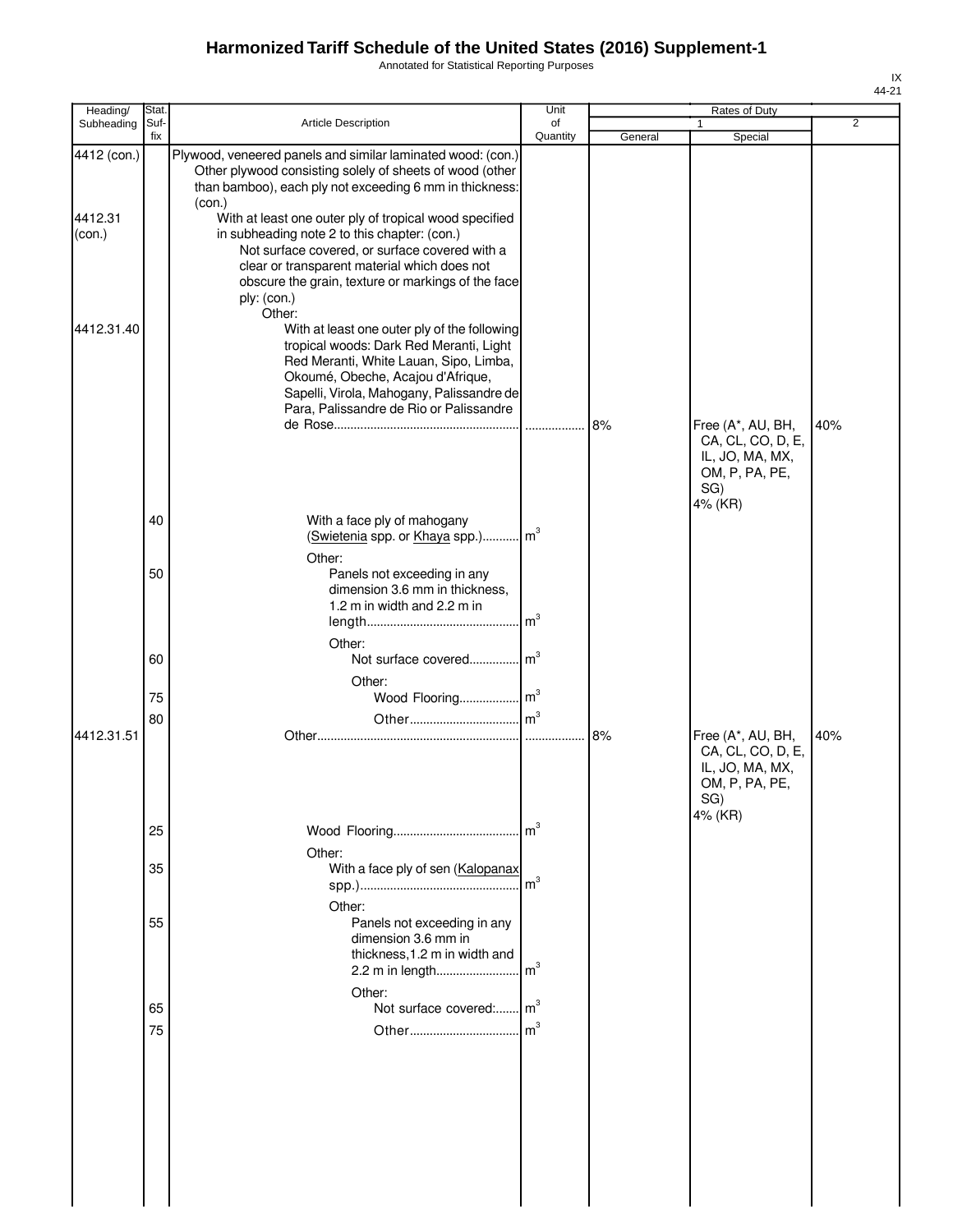# Harmonized Tariff Schedule of the United States (2016) Supplement-1

Annotated for Statistical Reporting Purposes

IX
44-21

| Heading/ Subheading | Stat. Suf- fix | Article Description | Unit of Quantity | Rates of Duty | | |
|---|---|---|---|---|---|---|
| | | | | 1 | | 2 |
| | | | | General | Special | |
| 4412 (con.) | | Plywood, veneered panels and similar laminated wood: (con.) Other plywood consisting solely of sheets of wood (other than bamboo), each ply not exceeding 6 mm in thickness: (con.) | | | | |
| 4412.31 (con.) | | With at least one outer ply of tropical wood specified in subheading note 2 to this chapter: (con.) | | | | |
| | | Not surface covered, or surface covered with a clear or transparent material which does not obscure the grain, texture or markings of the face ply: (con.) | | | | |
| | | Other: | | | | |
| 4412.31.40 | | With at least one outer ply of the following tropical woods: Dark Red Meranti, Light Red Meranti, White Lauan, Sipo, Limba, Okoumé, Obeche, Acajou d'Afrique, Sapelli, Virola, Mahogany, Palissandre de Para, Palissandre de Rio or Palissandre de Rose | | 8% | Free (A*, AU, BH, CA, CL, CO, D, E, IL, JO, MA, MX, OM, P, PA, PE, SG) 4% (KR) | 40% |
| | 40 | With a face ply of mahogany (Swietenia spp. or Khaya spp.) | $m^3$ | | | |
| | | Other: | | | | |
| | 50 | Panels not exceeding in any dimension 3.6 mm in thickness, 1.2 m in width and 2.2 m in length | $m^3$ | | | |
| | | Other: | | | | |
| | 60 | Not surface covered | $m^3$ | | | |
| | | Other: | | | | |
| | 75 | Wood Flooring | $m^3$ | | | |
| | 80 | Other | $m^3$ | | | |
| 4412.31.51 | | Other | | 8% | Free (A*, AU, BH, CA, CL, CO, D, E, IL, JO, MA, MX, OM, P, PA, PE, SG) 4% (KR) | 40% |
| | 25 | Wood Flooring | $m^3$ | | | |
| | | Other: | | | | |
| | 35 | With a face ply of sen (Kalopanax spp.) | $m^3$ | | | |
| | | Other: | | | | |
| | 55 | Panels not exceeding in any dimension 3.6 mm in thickness,1.2 m in width and 2.2 m in length | $m^3$ | | | |
| | | Other: | | | | |
| | 65 | Not surface covered: | $m^3$ | | | |
| | 75 | Other | $m^3$ | | | |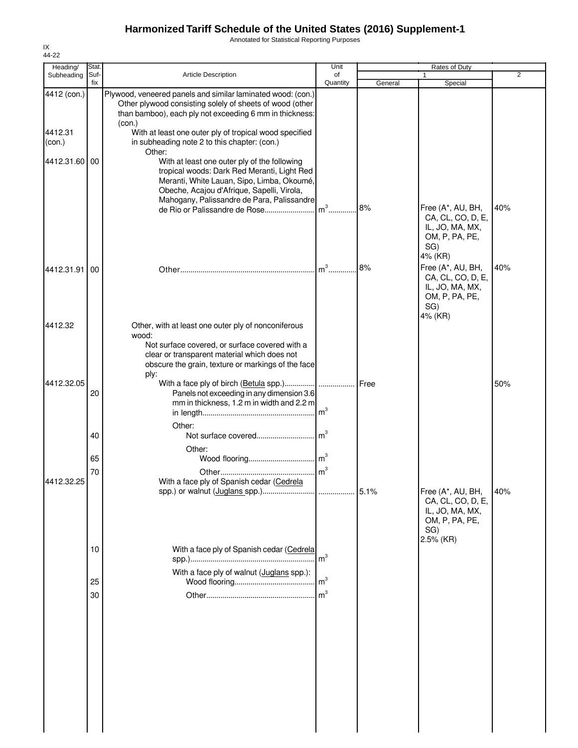# Harmonized Tariff Schedule of the United States (2016) Supplement-1

Annotated for Statistical Reporting Purposes

IX
44-22

| Heading/ Subheading | Stat. Suf- fix | Article Description | Unit of Quantity | Rates of Duty 1 General | Special | 2 |
|---|---|---|---|---|---|---|
| 4412 (con.) | | Plywood, veneered panels and similar laminated wood: (con.) Other plywood consisting solely of sheets of wood (other than bamboo), each ply not exceeding 6 mm in thickness: (con.) | | | | |
| 4412.31 (con.) | | With at least one outer ply of tropical wood specified in subheading note 2 to this chapter: (con.) | | | | |
| | | Other: | | | | |
| 4412.31.60 | 00 | With at least one outer ply of the following tropical woods: Dark Red Meranti, Light Red Meranti, White Lauan, Sipo, Limba, Okoumé, Obeche, Acajou d'Afrique, Sapelli, Virola, Mahogany, Palissandre de Para, Palissandre de Rio or Palissandre de Rose | $m^3$ | 8% | Free (A*, AU, BH, CA, CL, CO, D, E, IL, JO, MA, MX, OM, P, PA, PE, SG) 4% (KR) | 40% |
| 4412.31.91 | 00 | Other | $m^3$ | 8% | Free (A*, AU, BH, CA, CL, CO, D, E, IL, JO, MA, MX, OM, P, PA, PE, SG) 4% (KR) | 40% |
| 4412.32 | | Other, with at least one outer ply of nonconiferous wood: | | | | |
| | | Not surface covered, or surface covered with a clear or transparent material which does not obscure the grain, texture or markings of the face ply: | | | | |
| 4412.32.05 | | With a face ply of birch (Betula spp.) | | Free | | 50% |
| | 20 | Panels not exceeding in any dimension 3.6 mm in thickness, 1.2 m in width and 2.2 m in length | $m^3$ | | | |
| | | Other: | | | | |
| | 40 | Not surface covered | $m^3$ | | | |
| | | Other: | | | | |
| | 65 | Wood flooring | $m^3$ | | | |
| | 70 | Other | $m^3$ | | | |
| 4412.32.25 | | With a face ply of Spanish cedar (Cedrela spp.) or walnut (Juglans spp.) | | 5.1% | Free (A*, AU, BH, CA, CL, CO, D, E, IL, JO, MA, MX, OM, P, PA, PE, SG) 2.5% (KR) | 40% |
| | 10 | With a face ply of Spanish cedar (Cedrela spp.) | $m^3$ | | | |
| | | With a face ply of walnut (Juglans spp.): | | | | |
| | 25 | Wood flooring | $m^3$ | | | |
| | 30 | Other | $m^3$ | | | |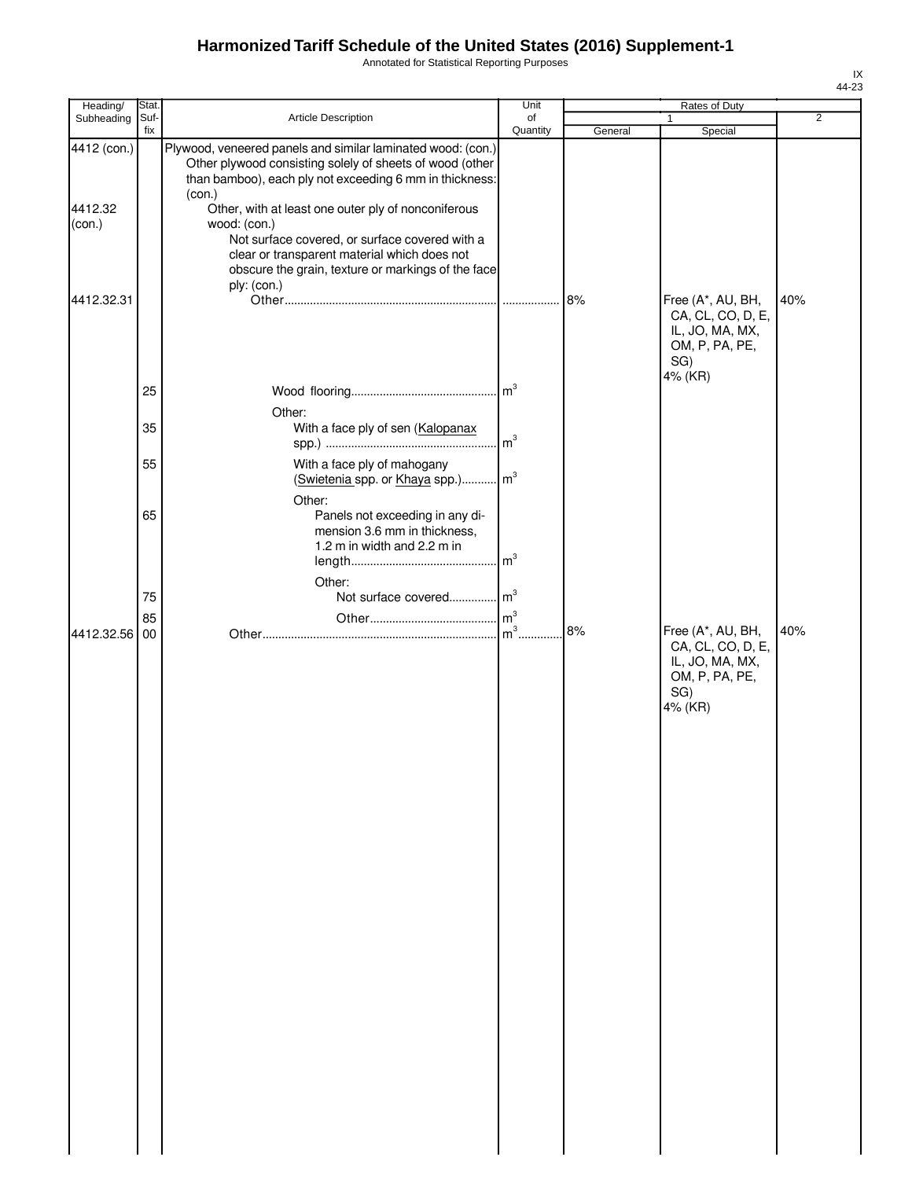# Harmonized Tariff Schedule of the United States (2016) Supplement-1

Annotated for Statistical Reporting Purposes

IX
44-23

| Heading/ Subheading | Stat. Suf-fix | Article Description | Unit of Quantity | Rates of Duty | | |
|---|---|---|---|---|---|---|
| | | | | 1 | | 2 |
| | | | | General | Special | |
| 4412 (con.) | | Plywood, veneered panels and similar laminated wood: (con.) | | | | |
| | | Other plywood consisting solely of sheets of wood (other than bamboo), each ply not exceeding 6 mm in thickness: (con.) | | | | |
| 4412.32 (con.) | | Other, with at least one outer ply of nonconiferous wood: (con.) | | | | |
| | | Not surface covered, or surface covered with a clear or transparent material which does not obscure the grain, texture or markings of the face ply: (con.) | | | | |
| 4412.32.31 | | Other | | 8% | Free (A*, AU, BH, CA, CL, CO, D, E, IL, JO, MA, MX, OM, P, PA, PE, SG)<br>4% (KR) | 40% |
| | 25 | Wood flooring | $m^3$ | | | |
| | | Other: | | | | |
| | 35 | With a face ply of sen (Kalopanax spp.) | $m^3$ | | | |
| | 55 | With a face ply of mahogany (Swietenia spp. or Khaya spp.) | $m^3$ | | | |
| | | Other: | | | | |
| | 65 | Panels not exceeding in any dimension 3.6 mm in thickness, 1.2 m in width and 2.2 m in length | $m^3$ | | | |
| | | Other: | | | | |
| | 75 | Not surface covered | $m^3$ | | | |
| | 85 | Other | $m^3$ | | | |
| 4412.32.56 | 00 | Other | $m^3$ | 8% | Free (A*, AU, BH, CA, CL, CO, D, E, IL, JO, MA, MX, OM, P, PA, PE, SG)<br>4% (KR) | 40% |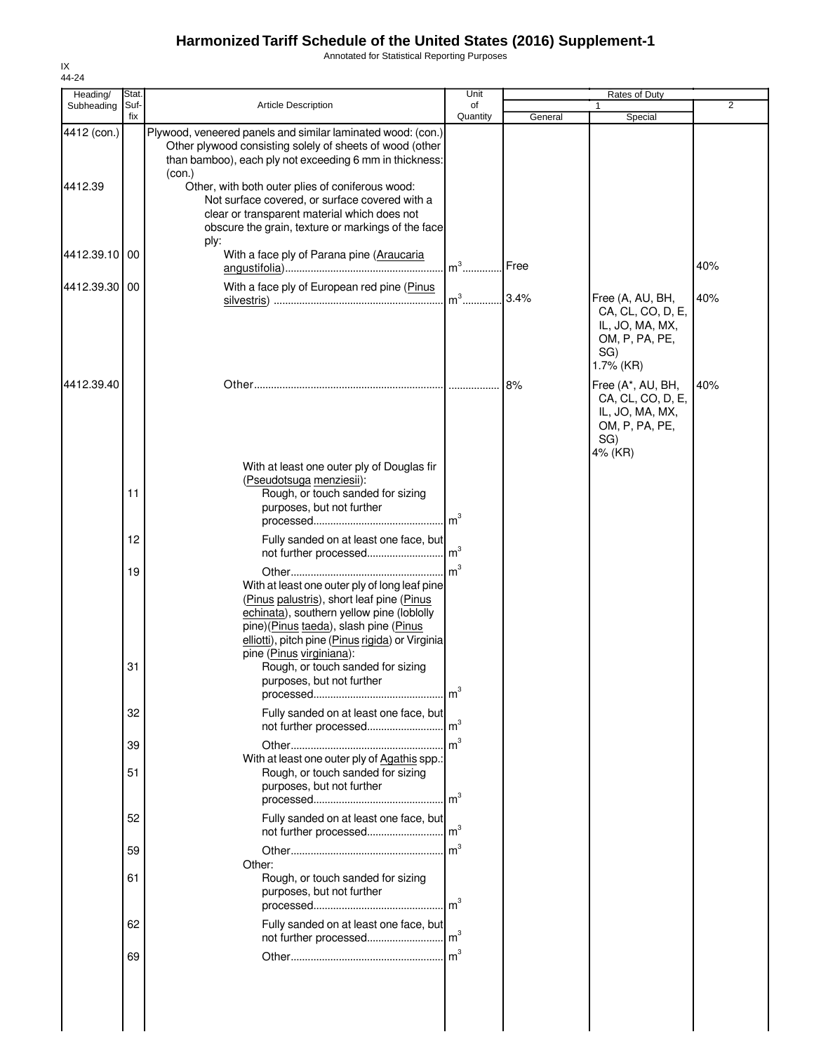# Harmonized Tariff Schedule of the United States (2016) Supplement-1

Annotated for Statistical Reporting Purposes

IX
44-24

| Heading/ Subheading | Stat. Suf-fix | Article Description | Unit of Quantity | Rates of Duty 1 General | Special | 2 |
|---|---|---|---|---|---|---|
| 4412 (con.) | | Plywood, veneered panels and similar laminated wood: (con.) Other plywood consisting solely of sheets of wood (other than bamboo), each ply not exceeding 6 mm in thickness: (con.) | | | | |
| 4412.39 | | Other, with both outer plies of coniferous wood: Not surface covered, or surface covered with a clear or transparent material which does not obscure the grain, texture or markings of the face ply: | | | | |
| 4412.39.10 | 00 | With a face ply of Parana pine (Araucaria angustifolia) | $m^3$ | Free | | 40% |
| 4412.39.30 | 00 | With a face ply of European red pine (Pinus silvestris) | $m^3$ | 3.4% | Free (A, AU, BH, CA, CL, CO, D, E, IL, JO, MA, MX, OM, P, PA, PE, SG) 1.7% (KR) | 40% |
| 4412.39.40 | | Other | | 8% | Free (A*, AU, BH, CA, CL, CO, D, E, IL, JO, MA, MX, OM, P, PA, PE, SG) 4% (KR) | 40% |
| | | With at least one outer ply of Douglas fir (Pseudotsuga menziesii): | | | | |
| | 11 | Rough, or touch sanded for sizing purposes, but not further processed | $m^3$ | | | |
| | 12 | Fully sanded on at least one face, but not further processed | $m^3$ | | | |
| | 19 | Other | $m^3$ | | | |
| | | With at least one outer ply of long leaf pine (Pinus palustris), short leaf pine (Pinus echinata), southern yellow pine (loblolly pine)(Pinus taeda), slash pine (Pinus elliotti), pitch pine (Pinus rigida) or Virginia pine (Pinus virginiana): | | | | |
| | 31 | Rough, or touch sanded for sizing purposes, but not further processed | $m^3$ | | | |
| | 32 | Fully sanded on at least one face, but not further processed | $m^3$ | | | |
| | 39 | Other | $m^3$ | | | |
| | | With at least one outer ply of Agathis spp.: | | | | |
| | 51 | Rough, or touch sanded for sizing purposes, but not further processed | $m^3$ | | | |
| | 52 | Fully sanded on at least one face, but not further processed | $m^3$ | | | |
| | 59 | Other | $m^3$ | | | |
| | | Other: | | | | |
| | 61 | Rough, or touch sanded for sizing purposes, but not further processed | $m^3$ | | | |
| | 62 | Fully sanded on at least one face, but not further processed | $m^3$ | | | |
| | 69 | Other | $m^3$ | | | |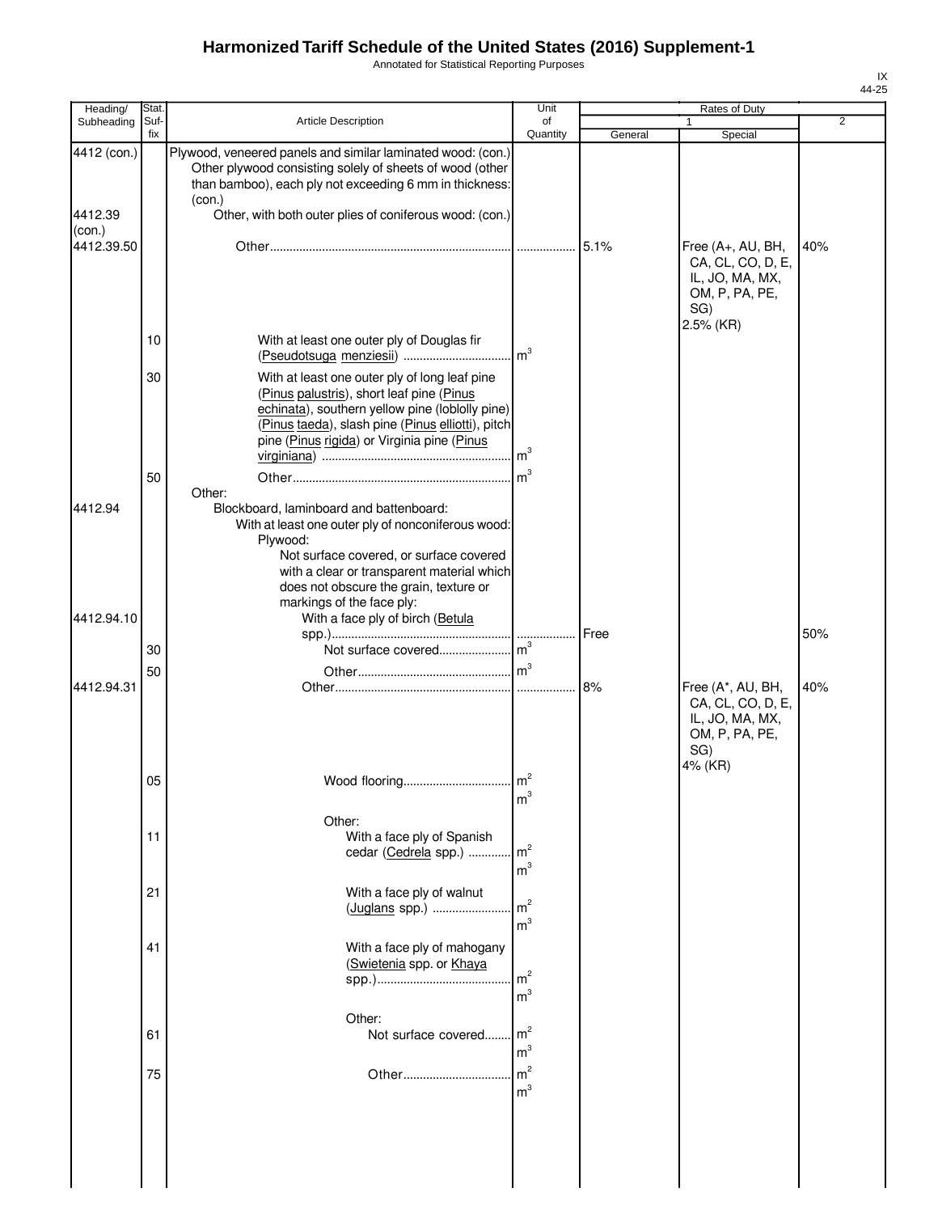# Harmonized Tariff Schedule of the United States (2016) Supplement-1

Annotated for Statistical Reporting Purposes

| Heading/ Subheading | Stat. Suf- fix | Article Description | Unit of Quantity | Rates of Duty 1 General | Special | 2 |
|---|---|---|---|---|---|---|
| 4412 (con.) | | Plywood, veneered panels and similar laminated wood: (con.) | | | | |
| | | Other plywood consisting solely of sheets of wood (other than bamboo), each ply not exceeding 6 mm in thickness: (con.) | | | | |
| 4412.39 (con.) | | Other, with both outer plies of coniferous wood: (con.) | | | | |
| 4412.39.50 | | Other | | 5.1% | Free (A+, AU, BH, CA, CL, CO, D, E, IL, JO, MA, MX, OM, P, PA, PE, SG) 2.5% (KR) | 40% |
| | 10 | With at least one outer ply of Douglas fir (Pseudotsuga menziesii) | $m^3$ | | | |
| | 30 | With at least one outer ply of long leaf pine (Pinus palustris), short leaf pine (Pinus echinata), southern yellow pine (loblolly pine) (Pinus taeda), slash pine (Pinus elliotti), pitch pine (Pinus rigida) or Virginia pine (Pinus virginiana) | $m^3$ | | | |
| | 50 | Other | $m^3$ | | | |
| | | Other: | | | | |
| 4412.94 | | Blockboard, laminboard and battenboard: | | | | |
| | | With at least one outer ply of nonconiferous wood: | | | | |
| | | Plywood: | | | | |
| | | Not surface covered, or surface covered with a clear or transparent material which does not obscure the grain, texture or markings of the face ply: | | | | |
| 4412.94.10 | | With a face ply of birch (Betula spp.) | | Free | | 50% |
| | 30 | Not surface covered | $m^3$ | | | |
| | 50 | Other | $m^3$ | | | |
| 4412.94.31 | | Other | | 8% | Free (A*, AU, BH, CA, CL, CO, D, E, IL, JO, MA, MX, OM, P, PA, PE, SG) 4% (KR) | 40% |
| | 05 | Wood flooring | $m^2$ $m^3$ | | | |
| | | Other: | | | | |
| | 11 | With a face ply of Spanish cedar (Cedrela spp.) | $m^2$ $m^3$ | | | |
| | 21 | With a face ply of walnut (Juglans spp.) | $m^2$ $m^3$ | | | |
| | 41 | With a face ply of mahogany (Swietenia spp. or Khaya spp.) | $m^2$ $m^3$ | | | |
| | | Other: | | | | |
| | 61 | Not surface covered | $m^2$ $m^3$ | | | |
| | 75 | Other | $m^2$ $m^3$ | | | |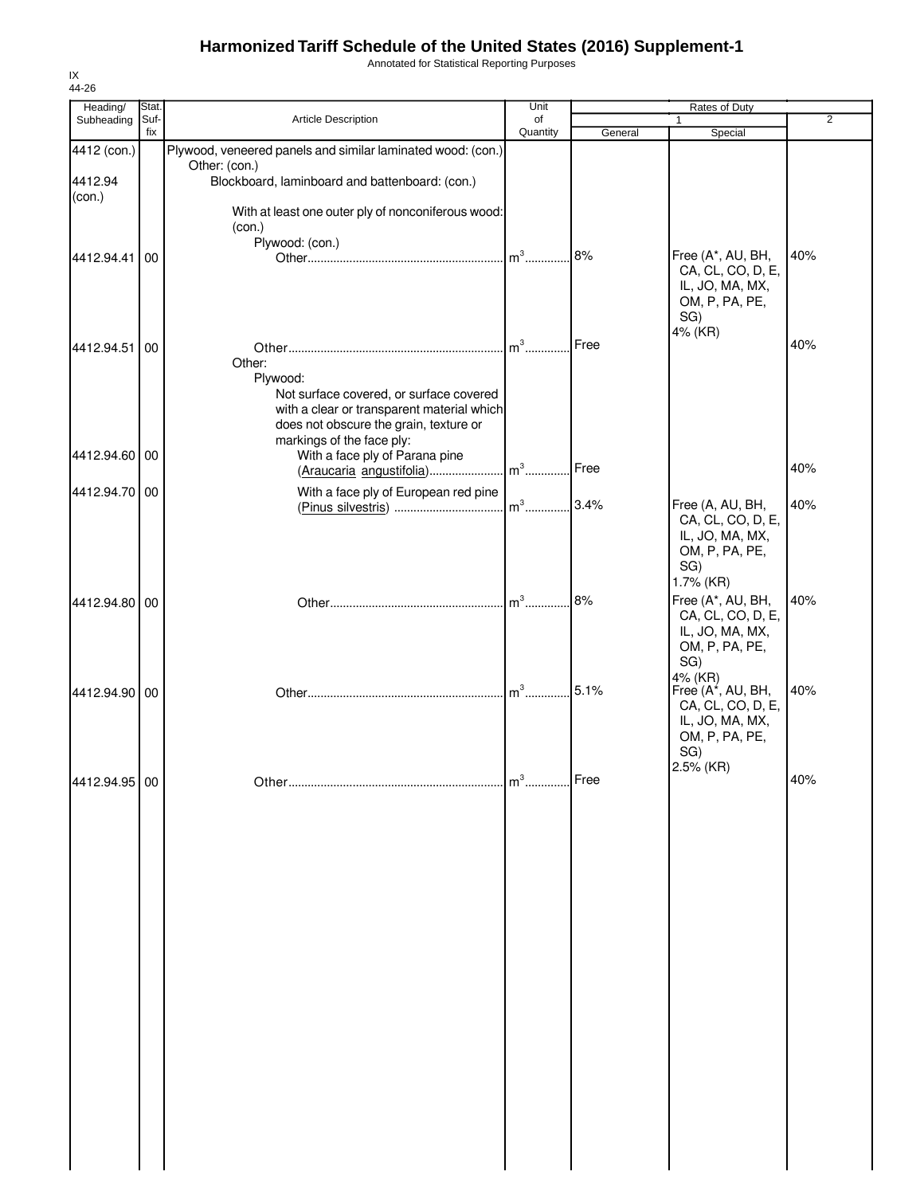# Harmonized Tariff Schedule of the United States (2016) Supplement-1

Annotated for Statistical Reporting Purposes

IX
44-26

| Heading/ Subheading | Stat. Suf-fix | Article Description | Unit of Quantity | Rates of Duty 1 General | Rates of Duty 1 Special | Rates of Duty 2 |
|---|---|---|---|---|---|---|
| 4412 (con.) | | Plywood, veneered panels and similar laminated wood: (con.) | | | | |
| | | Other: (con.) | | | | |
| 4412.94 (con.) | | Blockboard, laminboard and battenboard: (con.) | | | | |
| | | With at least one outer ply of nonconiferous wood: (con.) | | | | |
| | | Plywood: (con.) | | | | |
| 4412.94.41 | 00 | Other | m³ | 8% | Free (A*, AU, BH, CA, CL, CO, D, E, IL, JO, MA, MX, OM, P, PA, PE, SG) 4% (KR) | 40% |
| 4412.94.51 | 00 | Other | m³ | Free | | 40% |
| | | Other: | | | | |
| | | Plywood: | | | | |
| | | Not surface covered, or surface covered with a clear or transparent material which does not obscure the grain, texture or markings of the face ply: | | | | |
| 4412.94.60 | 00 | With a face ply of Parana pine (Araucaria angustifolia) | m³ | Free | | 40% |
| 4412.94.70 | 00 | With a face ply of European red pine (Pinus silvestris) | m³ | 3.4% | Free (A, AU, BH, CA, CL, CO, D, E, IL, JO, MA, MX, OM, P, PA, PE, SG) 1.7% (KR) | 40% |
| 4412.94.80 | 00 | Other | m³ | 8% | Free (A*, AU, BH, CA, CL, CO, D, E, IL, JO, MA, MX, OM, P, PA, PE, SG) 4% (KR) | 40% |
| 4412.94.90 | 00 | Other | m³ | 5.1% | Free (A*, AU, BH, CA, CL, CO, D, E, IL, JO, MA, MX, OM, P, PA, PE, SG) 2.5% (KR) | 40% |
| 4412.94.95 | 00 | Other | m³ | Free | | 40% |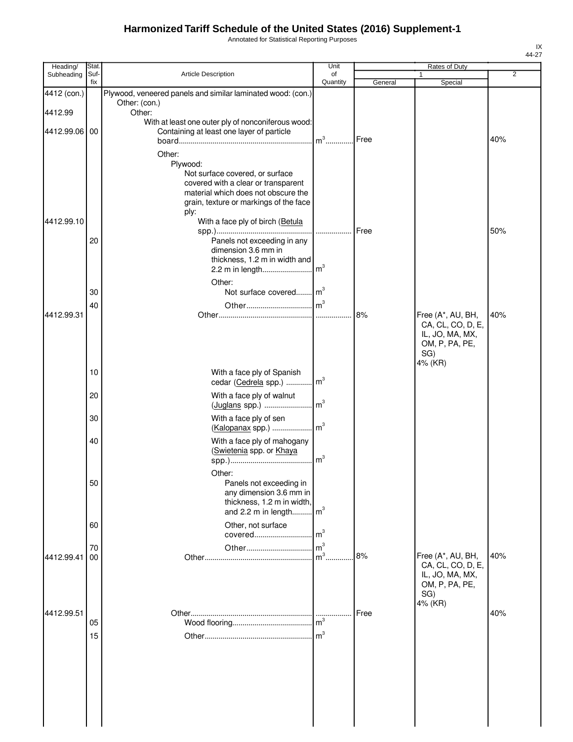# Harmonized Tariff Schedule of the United States (2016) Supplement-1

Annotated for Statistical Reporting Purposes

| Heading/ Subheading | Stat. Suf- fix | Article Description | Unit of Quantity | Rates of Duty 1 General | Special | 2 |
|---|---|---|---|---|---|---|
| 4412 (con.) | | Plywood, veneered panels and similar laminated wood: (con.) | | | | |
| | | Other: (con.) | | | | |
| 4412.99 | | Other: | | | | |
| | | With at least one outer ply of nonconiferous wood: | | | | |
| 4412.99.06 | 00 | Containing at least one layer of particle board | $m^3$ | Free | | 40% |
| | | Other: | | | | |
| | | Plywood: | | | | |
| | | Not surface covered, or surface covered with a clear or transparent material which does not obscure the grain, texture or markings of the face ply: | | | | |
| 4412.99.10 | | With a face ply of birch (Betula spp.) | | Free | | 50% |
| | 20 | Panels not exceeding in any dimension 3.6 mm in thickness, 1.2 m in width and 2.2 m in length | $m^3$ | | | |
| | | Other: | | | | |
| | 30 | Not surface covered | $m^3$ | | | |
| | 40 | Other | $m^3$ | | | |
| 4412.99.31 | | Other | | 8% | Free (A*, AU, BH, CA, CL, CO, D, E, IL, JO, MA, MX, OM, P, PA, PE, SG) 4% (KR) | 40% |
| | 10 | With a face ply of Spanish cedar (Cedrela spp.) | $m^3$ | | | |
| | 20 | With a face ply of walnut (Juglans spp.) | $m^3$ | | | |
| | 30 | With a face ply of sen (Kalopanax spp.) | $m^3$ | | | |
| | 40 | With a face ply of mahogany (Swietenia spp. or Khaya spp.) | $m^3$ | | | |
| | | Other: | | | | |
| | 50 | Panels not exceeding in any dimension 3.6 mm in thickness, 1.2 m in width, and 2.2 m in length | $m^3$ | | | |
| | 60 | Other, not surface covered | $m^3$ | | | |
| | 70 | Other | $m^3$ | | | |
| 4412.99.41 | 00 | Other | $m^3$ | 8% | Free (A*, AU, BH, CA, CL, CO, D, E, IL, JO, MA, MX, OM, P, PA, PE, SG) 4% (KR) | 40% |
| 4412.99.51 | | Other | | Free | | 40% |
| | 05 | Wood flooring | $m^3$ | | | |
| | 15 | Other | $m^3$ | | | |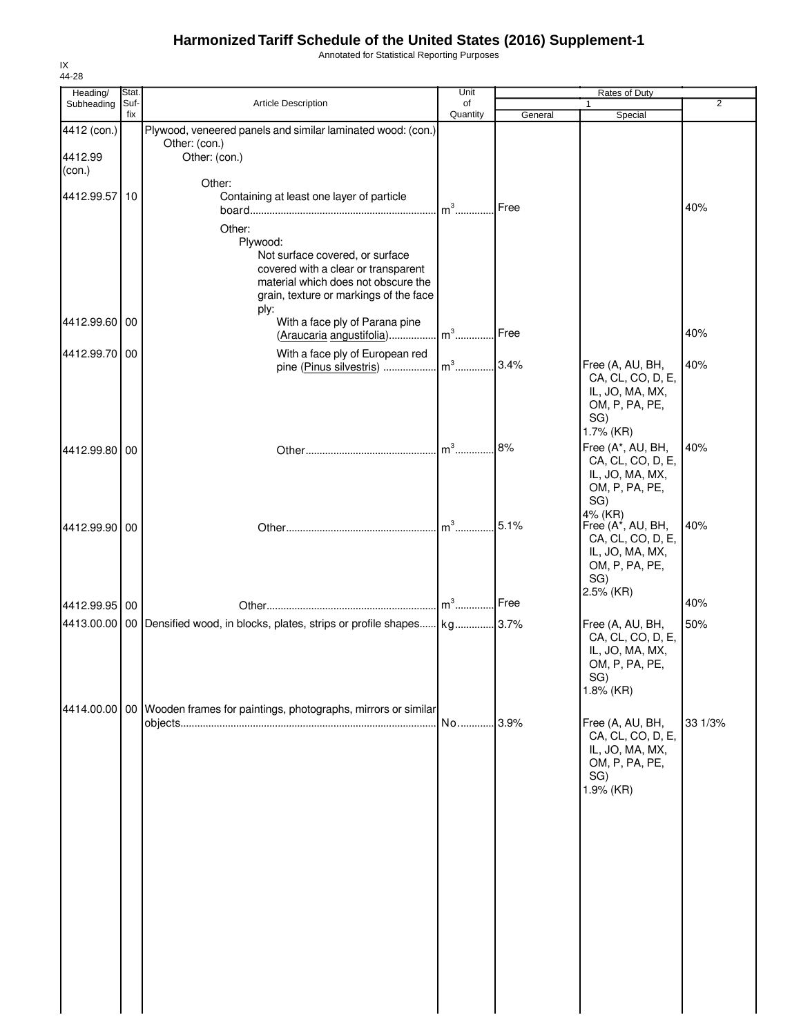# Harmonized Tariff Schedule of the United States (2016) Supplement-1

Annotated for Statistical Reporting Purposes

IX
44-28

| Heading/ Subheading | Stat. Suf- fix | Article Description | Unit of Quantity | Rates of Duty 1 General | Special | 2 |
|---|---|---|---|---|---|---|
| 4412 (con.) | | Plywood, veneered panels and similar laminated wood: (con.) | | | | |
| | | Other: (con.) | | | | |
| 4412.99 (con.) | | Other: (con.) | | | | |
| | | Other: | | | | |
| 4412.99.57 | 10 | Containing at least one layer of particle board | m³ | Free | | 40% |
| | | Other: | | | | |
| | | Plywood: | | | | |
| | | Not surface covered, or surface covered with a clear or transparent material which does not obscure the grain, texture or markings of the face ply: | | | | |
| 4412.99.60 | 00 | With a face ply of Parana pine (*Araucaria angustifolia*) | m³ | Free | | 40% |
| 4412.99.70 | 00 | With a face ply of European red pine (*Pinus silvestris*) | m³ | 3.4% | Free (A, AU, BH, CA, CL, CO, D, E, IL, JO, MA, MX, OM, P, PA, PE, SG) 1.7% (KR) | 40% |
| 4412.99.80 | 00 | Other | m³ | 8% | Free (A*, AU, BH, CA, CL, CO, D, E, IL, JO, MA, MX, OM, P, PA, PE, SG) 4% (KR) | 40% |
| 4412.99.90 | 00 | Other | m³ | 5.1% | Free (A*, AU, BH, CA, CL, CO, D, E, IL, JO, MA, MX, OM, P, PA, PE, SG) 2.5% (KR) | 40% |
| 4412.99.95 | 00 | Other | m³ | Free | | 40% |
| 4413.00.00 | 00 | Densified wood, in blocks, plates, strips or profile shapes | kg | 3.7% | Free (A, AU, BH, CA, CL, CO, D, E, IL, JO, MA, MX, OM, P, PA, PE, SG) 1.8% (KR) | 50% |
| 4414.00.00 | 00 | Wooden frames for paintings, photographs, mirrors or similar objects | No. | 3.9% | Free (A, AU, BH, CA, CL, CO, D, E, IL, JO, MA, MX, OM, P, PA, PE, SG) 1.9% (KR) | 33 1/3% |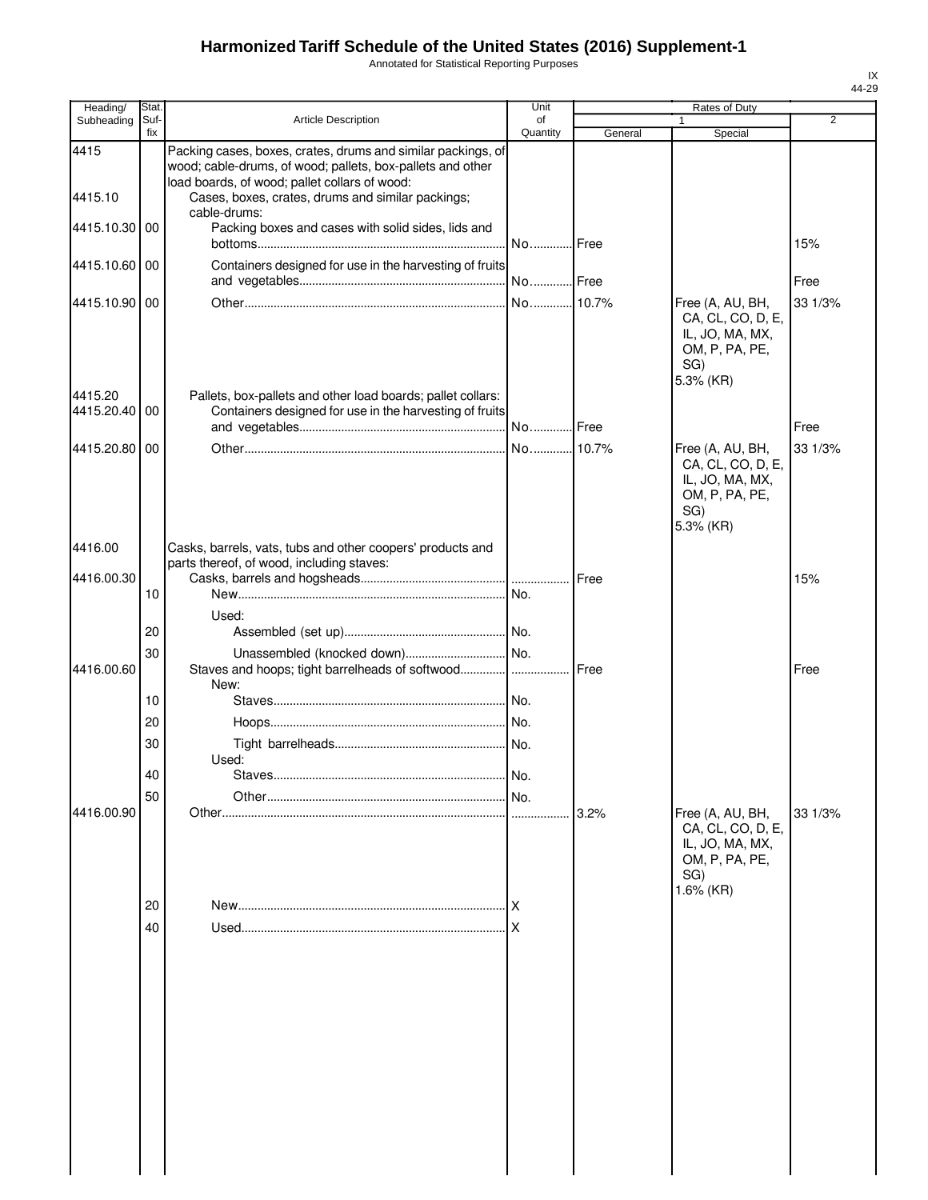# Harmonized Tariff Schedule of the United States (2016) Supplement-1

Annotated for Statistical Reporting Purposes

IX
44-29

| Heading/ Subheading | Stat. Suf- fix | Article Description | Unit of Quantity | Rates of Duty 1 General | Special | 2 |
|---|---|---|---|---|---|---|
| 4415 | | Packing cases, boxes, crates, drums and similar packings, of wood; cable-drums, of wood; pallets, box-pallets and other load boards, of wood; pallet collars of wood: | | | | |
| 4415.10 | | Cases, boxes, crates, drums and similar packings; cable-drums: | | | | |
| 4415.10.30 | 00 | Packing boxes and cases with solid sides, lids and bottoms | No. | Free | | 15% |
| 4415.10.60 | 00 | Containers designed for use in the harvesting of fruits and vegetables | No. | Free | | Free |
| 4415.10.90 | 00 | Other | No. | 10.7% | Free (A, AU, BH, CA, CL, CO, D, E, IL, JO, MA, MX, OM, P, PA, PE, SG) 5.3% (KR) | 33 1/3% |
| 4415.20 | | Pallets, box-pallets and other load boards; pallet collars: | | | | |
| 4415.20.40 | 00 | Containers designed for use in the harvesting of fruits and vegetables | No. | Free | | Free |
| 4415.20.80 | 00 | Other | No. | 10.7% | Free (A, AU, BH, CA, CL, CO, D, E, IL, JO, MA, MX, OM, P, PA, PE, SG) 5.3% (KR) | 33 1/3% |
| 4416.00 | | Casks, barrels, vats, tubs and other coopers' products and parts thereof, of wood, including staves: | | | | |
| 4416.00.30 | | Casks, barrels and hogsheads | | Free | | 15% |
| | 10 | New | No. | | | |
| | | Used: | | | | |
| | 20 | Assembled (set up) | No. | | | |
| | 30 | Unassembled (knocked down) | No. | | | |
| 4416.00.60 | | Staves and hoops; tight barrelheads of softwood | | Free | | Free |
| | | New: | | | | |
| | 10 | Staves | No. | | | |
| | 20 | Hoops | No. | | | |
| | 30 | Tight barrelheads | No. | | | |
| | | Used: | | | | |
| | 40 | Staves | No. | | | |
| | 50 | Other | No. | | | |
| 4416.00.90 | | Other | | 3.2% | Free (A, AU, BH, CA, CL, CO, D, E, IL, JO, MA, MX, OM, P, PA, PE, SG) 1.6% (KR) | 33 1/3% |
| | 20 | New | X | | | |
| | 40 | Used | X | | | |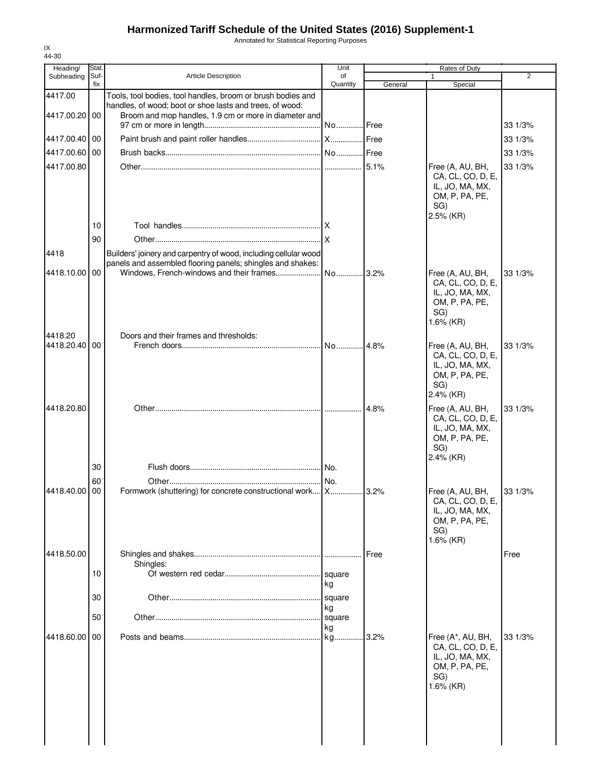# Harmonized Tariff Schedule of the United States (2016) Supplement-1

Annotated for Statistical Reporting Purposes

IX
44-30

| Heading/ Subheading | Stat. Suf- fix | Article Description | Unit of Quantity | Rates of Duty 1 General | Special | 2 |
|---|---|---|---|---|---|---|
| 4417.00 | | Tools, tool bodies, tool handles, broom or brush bodies and handles, of wood; boot or shoe lasts and trees, of wood: | | | | |
| 4417.00.20 | 00 | Broom and mop handles, 1.9 cm or more in diameter and 97 cm or more in length | No. | Free | | 33 1/3% |
| 4417.00.40 | 00 | Paint brush and paint roller handles | X | Free | | 33 1/3% |
| 4417.00.60 | 00 | Brush backs | No. | Free | | 33 1/3% |
| 4417.00.80 | | Other | | 5.1% | Free (A, AU, BH, CA, CL, CO, D, E, IL, JO, MA, MX, OM, P, PA, PE, SG) 2.5% (KR) | 33 1/3% |
| | 10 | Tool handles | X | | | |
| | 90 | Other | X | | | |
| 4418 | | Builders' joinery and carpentry of wood, including cellular wood panels and assembled flooring panels; shingles and shakes: | | | | |
| 4418.10.00 | 00 | Windows, French-windows and their frames | No. | 3.2% | Free (A, AU, BH, CA, CL, CO, D, E, IL, JO, MA, MX, OM, P, PA, PE, SG) 1.6% (KR) | 33 1/3% |
| 4418.20 | | Doors and their frames and thresholds: | | | | |
| 4418.20.40 | 00 | French doors | No. | 4.8% | Free (A, AU, BH, CA, CL, CO, D, E, IL, JO, MA, MX, OM, P, PA, PE, SG) 2.4% (KR) | 33 1/3% |
| 4418.20.80 | | Other | | 4.8% | Free (A, AU, BH, CA, CL, CO, D, E, IL, JO, MA, MX, OM, P, PA, PE, SG) 2.4% (KR) | 33 1/3% |
| | 30 | Flush doors | No. | | | |
| | 60 | Other | No. | | | |
| 4418.40.00 | 00 | Formwork (shuttering) for concrete constructional work | X | 3.2% | Free (A, AU, BH, CA, CL, CO, D, E, IL, JO, MA, MX, OM, P, PA, PE, SG) 1.6% (KR) | 33 1/3% |
| 4418.50.00 | | Shingles and shakes | | Free | | Free |
| | | Shingles: | | | | |
| | 10 | Of western red cedar | square kg | | | |
| | 30 | Other | square kg | | | |
| | 50 | Other | square kg | | | |
| 4418.60.00 | 00 | Posts and beams | kg | 3.2% | Free (A*, AU, BH, CA, CL, CO, D, E, IL, JO, MA, MX, OM, P, PA, PE, SG) 1.6% (KR) | 33 1/3% |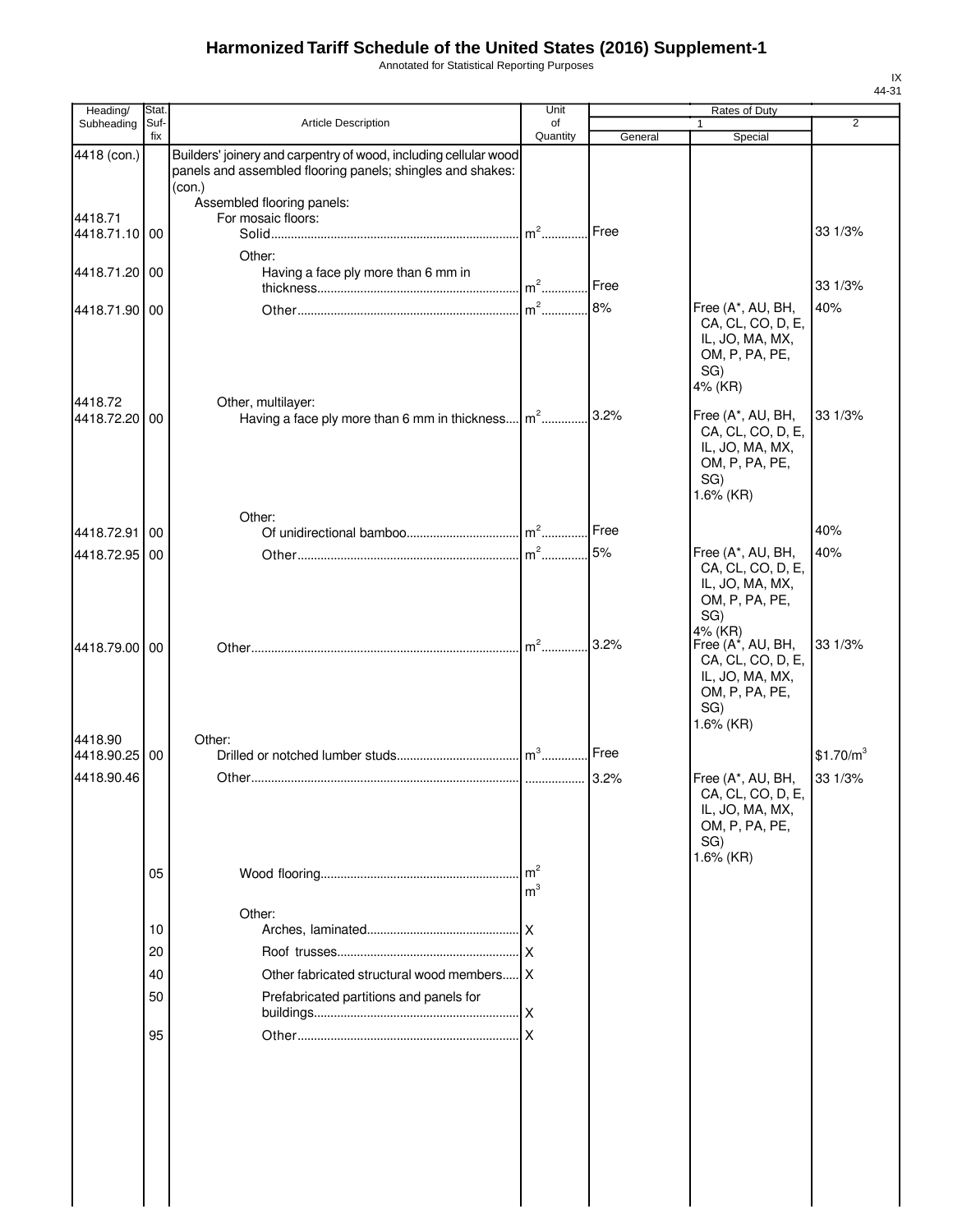# Harmonized Tariff Schedule of the United States (2016) Supplement-1

Annotated for Statistical Reporting Purposes

IX
44-31

| Heading/ Subheading | Stat. Suf- fix | Article Description | Unit of Quantity | Rates of Duty | | |
|---|---|---|---|---|---|---|
| | | | | 1 | | 2 |
| | | | | General | Special | |
| 4418 (con.) | | Builders' joinery and carpentry of wood, including cellular wood panels and assembled flooring panels; shingles and shakes: (con.) | | | | |
| | | Assembled flooring panels: | | | | |
| 4418.71 | | For mosaic floors: | | | | |
| 4418.71.10 | 00 | Solid | $m^2$ | Free | | 33 1/3% |
| | | Other: | | | | |
| 4418.71.20 | 00 | Having a face ply more than 6 mm in thickness | $m^2$ | Free | | 33 1/3% |
| 4418.71.90 | 00 | Other | $m^2$ | 8% | Free (A*, AU, BH, CA, CL, CO, D, E, IL, JO, MA, MX, OM, P, PA, PE, SG) 4% (KR) | 40% |
| 4418.72 | | Other, multilayer: | | | | |
| 4418.72.20 | 00 | Having a face ply more than 6 mm in thickness | $m^2$ | 3.2% | Free (A*, AU, BH, CA, CL, CO, D, E, IL, JO, MA, MX, OM, P, PA, PE, SG) 1.6% (KR) | 33 1/3% |
| | | Other: | | | | |
| 4418.72.91 | 00 | Of unidirectional bamboo | $m^2$ | Free | | 40% |
| 4418.72.95 | 00 | Other | $m^2$ | 5% | Free (A*, AU, BH, CA, CL, CO, D, E, IL, JO, MA, MX, OM, P, PA, PE, SG) 4% (KR) | 40% |
| 4418.79.00 | 00 | Other | $m^2$ | 3.2% | Free (A*, AU, BH, CA, CL, CO, D, E, IL, JO, MA, MX, OM, P, PA, PE, SG) 1.6% (KR) | 33 1/3% |
| 4418.90 | | Other: | | | | |
| 4418.90.25 | 00 | Drilled or notched lumber studs | $m^3$ | Free | | $1.70/$m^3$ |
| 4418.90.46 | | Other | | 3.2% | Free (A*, AU, BH, CA, CL, CO, D, E, IL, JO, MA, MX, OM, P, PA, PE, SG) 1.6% (KR) | 33 1/3% |
| | 05 | Wood flooring | $m^2$ $m^3$ | | | |
| | | Other: | | | | |
| | 10 | Arches, laminated | X | | | |
| | 20 | Roof trusses | X | | | |
| | 40 | Other fabricated structural wood members | X | | | |
| | 50 | Prefabricated partitions and panels for buildings | X | | | |
| | 95 | Other | X | | | |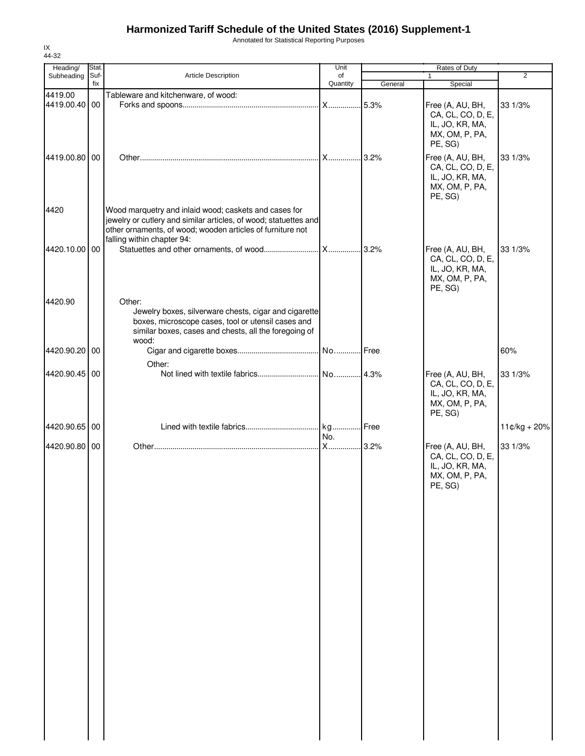# Harmonized Tariff Schedule of the United States (2016) Supplement-1

Annotated for Statistical Reporting Purposes

IX
44-32

| Heading/ Subheading | Stat. Suffix | Article Description | Unit of Quantity | Rates of Duty | | |
|---|---|---|---|---|---|---|
| | | | | 1 | | 2 |
| | | | | General | Special | |
| 4419.00 | | Tableware and kitchenware, of wood: | | | | |
| 4419.00.40 | 00 | Forks and spoons | X | 5.3% | Free (A, AU, BH, CA, CL, CO, D, E, IL, JO, KR, MA, MX, OM, P, PA, PE, SG) | 33 1/3% |
| 4419.00.80 | 00 | Other | X | 3.2% | Free (A, AU, BH, CA, CL, CO, D, E, IL, JO, KR, MA, MX, OM, P, PA, PE, SG) | 33 1/3% |
| 4420 | | Wood marquetry and inlaid wood; caskets and cases for jewelry or cutlery and similar articles, of wood; statuettes and other ornaments, of wood; wooden articles of furniture not falling within chapter 94: | | | | |
| 4420.10.00 | 00 | Statuettes and other ornaments, of wood | X | 3.2% | Free (A, AU, BH, CA, CL, CO, D, E, IL, JO, KR, MA, MX, OM, P, PA, PE, SG) | 33 1/3% |
| 4420.90 | | Other: | | | | |
| | | Jewelry boxes, silverware chests, cigar and cigarette boxes, microscope cases, tool or utensil cases and similar boxes, cases and chests, all the foregoing of wood: | | | | |
| 4420.90.20 | 00 | Cigar and cigarette boxes | No. | Free | | 60% |
| | | Other: | | | | |
| 4420.90.45 | 00 | Not lined with textile fabrics | No. | 4.3% | Free (A, AU, BH, CA, CL, CO, D, E, IL, JO, KR, MA, MX, OM, P, PA, PE, SG) | 33 1/3% |
| 4420.90.65 | 00 | Lined with textile fabrics | kg<br>No. | Free | | 11¢/kg + 20% |
| 4420.90.80 | 00 | Other | X | 3.2% | Free (A, AU, BH, CA, CL, CO, D, E, IL, JO, KR, MA, MX, OM, P, PA, PE, SG) | 33 1/3% |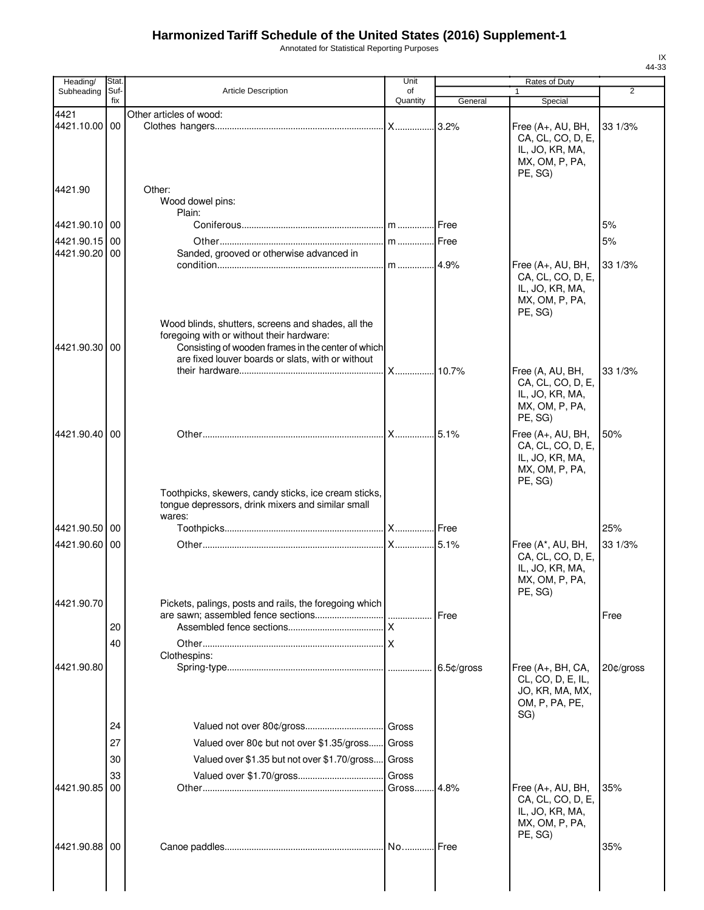# Harmonized Tariff Schedule of the United States (2016) Supplement-1

Annotated for Statistical Reporting Purposes

IX
44-33

| Heading/ Subheading | Stat. Suf-fix | Article Description | Unit of Quantity | Rates of Duty 1 General | Special | 2 |
|---|---|---|---|---|---|---|
| 4421 | | Other articles of wood: | | | | |
| 4421.10.00 | 00 | Clothes hangers | X | 3.2% | Free (A+, AU, BH, CA, CL, CO, D, E, IL, JO, KR, MA, MX, OM, P, PA, PE, SG) | 33 1/3% |
| 4421.90 | | Other: | | | | |
| | | Wood dowel pins: | | | | |
| | | Plain: | | | | |
| 4421.90.10 | 00 | Coniferous | m | Free | | 5% |
| 4421.90.15 | 00 | Other | m | Free | | 5% |
| 4421.90.20 | 00 | Sanded, grooved or otherwise advanced in condition | m | 4.9% | Free (A+, AU, BH, CA, CL, CO, D, E, IL, JO, KR, MA, MX, OM, P, PA, PE, SG) | 33 1/3% |
| | | Wood blinds, shutters, screens and shades, all the foregoing with or without their hardware: | | | | |
| 4421.90.30 | 00 | Consisting of wooden frames in the center of which are fixed louver boards or slats, with or without their hardware | X | 10.7% | Free (A, AU, BH, CA, CL, CO, D, E, IL, JO, KR, MA, MX, OM, P, PA, PE, SG) | 33 1/3% |
| 4421.90.40 | 00 | Other | X | 5.1% | Free (A+, AU, BH, CA, CL, CO, D, E, IL, JO, KR, MA, MX, OM, P, PA, PE, SG) | 50% |
| | | Toothpicks, skewers, candy sticks, ice cream sticks, tongue depressors, drink mixers and similar small wares: | | | | |
| 4421.90.50 | 00 | Toothpicks | X | Free | | 25% |
| 4421.90.60 | 00 | Other | X | 5.1% | Free (A*, AU, BH, CA, CL, CO, D, E, IL, JO, KR, MA, MX, OM, P, PA, PE, SG) | 33 1/3% |
| 4421.90.70 | | Pickets, palings, posts and rails, the foregoing which are sawn; assembled fence sections | | Free | | Free |
| | 20 | Assembled fence sections | X | | | |
| | 40 | Other | X | | | |
| | | Clothespins: | | | | |
| 4421.90.80 | | Spring-type | | 6.5¢/gross | Free (A+, BH, CA, CL, CO, D, E, IL, JO, KR, MA, MX, OM, P, PA, PE, SG) | 20¢/gross |
| | 24 | Valued not over 80¢/gross | Gross | | | |
| | 27 | Valued over 80¢ but not over $1.35/gross | Gross | | | |
| | 30 | Valued over $1.35 but not over $1.70/gross | Gross | | | |
| | 33 | Valued over $1.70/gross | Gross | | | |
| 4421.90.85 | 00 | Other | Gross | 4.8% | Free (A+, AU, BH, CA, CL, CO, D, E, IL, JO, KR, MA, MX, OM, P, PA, PE, SG) | 35% |
| 4421.90.88 | 00 | Canoe paddles | No. | Free | | 35% |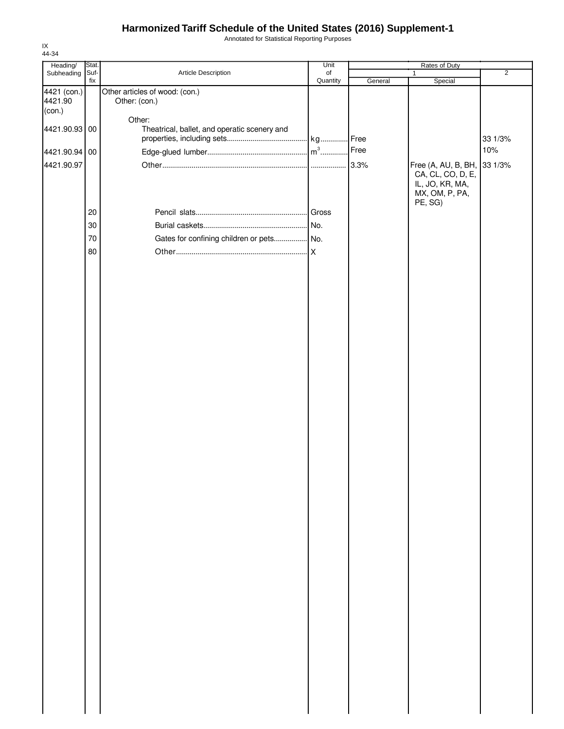# Harmonized Tariff Schedule of the United States (2016) Supplement-1

Annotated for Statistical Reporting Purposes

IX
44-34

| Heading/ Subheading | Stat. Suf- fix | Article Description | Unit of Quantity | Rates of Duty 1 General | Special | 2 |
|---|---|---|---|---|---|---|
| 4421 (con.) | | Other articles of wood: (con.) | | | | |
| 4421.90 (con.) | | Other: (con.) | | | | |
| | | Other: | | | | |
| 4421.90.93 | 00 | Theatrical, ballet, and operatic scenery and properties, including sets | kg | Free | | 33 1/3% |
| 4421.90.94 | 00 | Edge-glued lumber | $m^3$ | Free | | 10% |
| 4421.90.97 | | Other | | 3.3% | Free (A, AU, B, BH, CA, CL, CO, D, E, IL, JO, KR, MA, MX, OM, P, PA, PE, SG) | 33 1/3% |
| | 20 | Pencil slats | Gross | | | |
| | 30 | Burial caskets | No. | | | |
| | 70 | Gates for confining children or pets | No. | | | |
| | 80 | Other | X | | | |